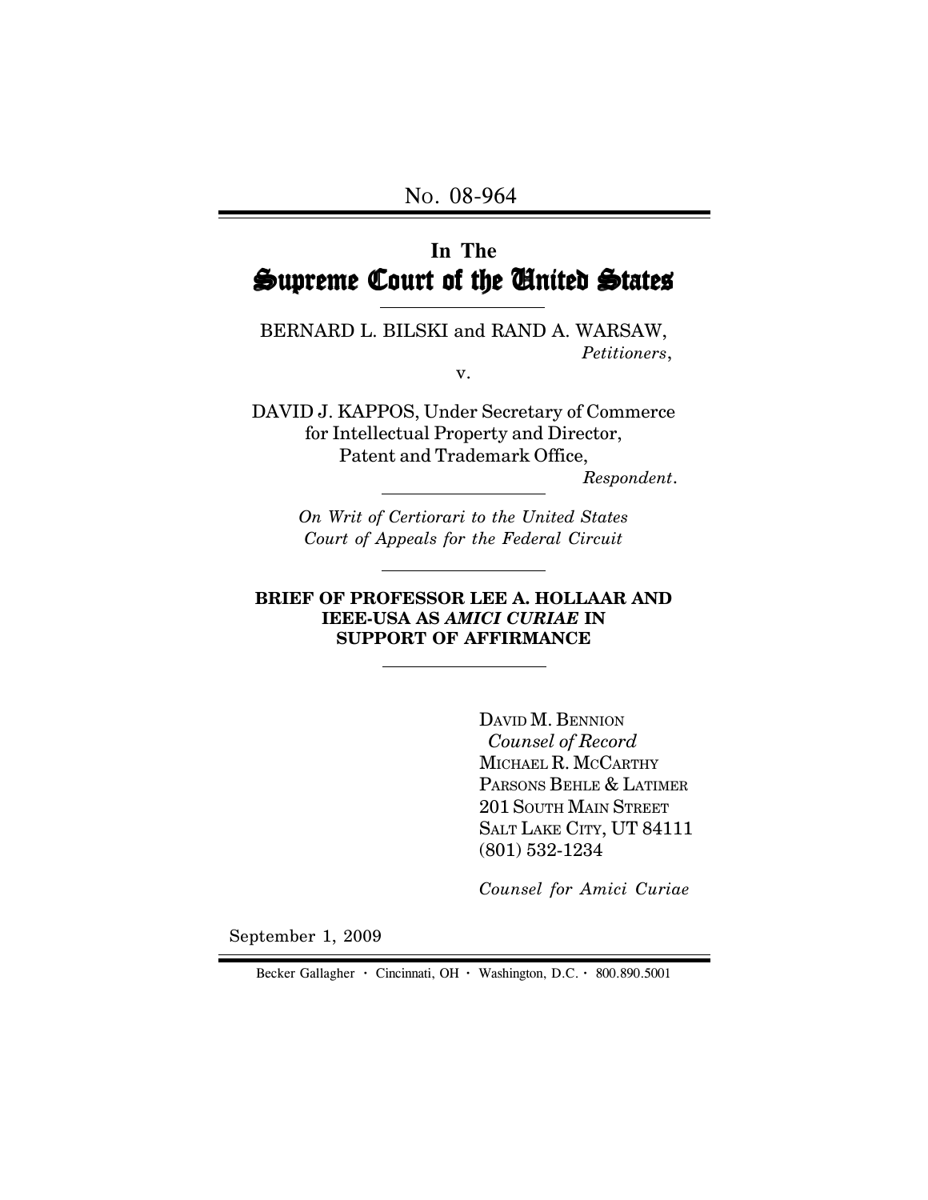No. 08-964

# In The Supreme Court of the United States

BERNARD L. BILSKI and RAND A. WARSAW,
*Petitioners*,

v.

DAVID J. KAPPOS, Under Secretary of Commerce for Intellectual Property and Director, Patent and Trademark Office,
*Respondent*.

*On Writ of Certiorari to the United States Court of Appeals for the Federal Circuit*

**BRIEF OF PROFESSOR LEE A. HOLLAAR AND IEEE-USA AS *AMICI CURIAE* IN SUPPORT OF AFFIRMANCE**

DAVID M. BENNION
*Counsel of Record*
MICHAEL R. MCCARTHY
PARSONS BEHLE & LATIMER
201 SOUTH MAIN STREET
SALT LAKE CITY, UT 84111
(801) 532-1234

*Counsel for Amici Curiae*

September 1, 2009

Becker Gallagher · Cincinnati, OH · Washington, D.C. · 800.890.5001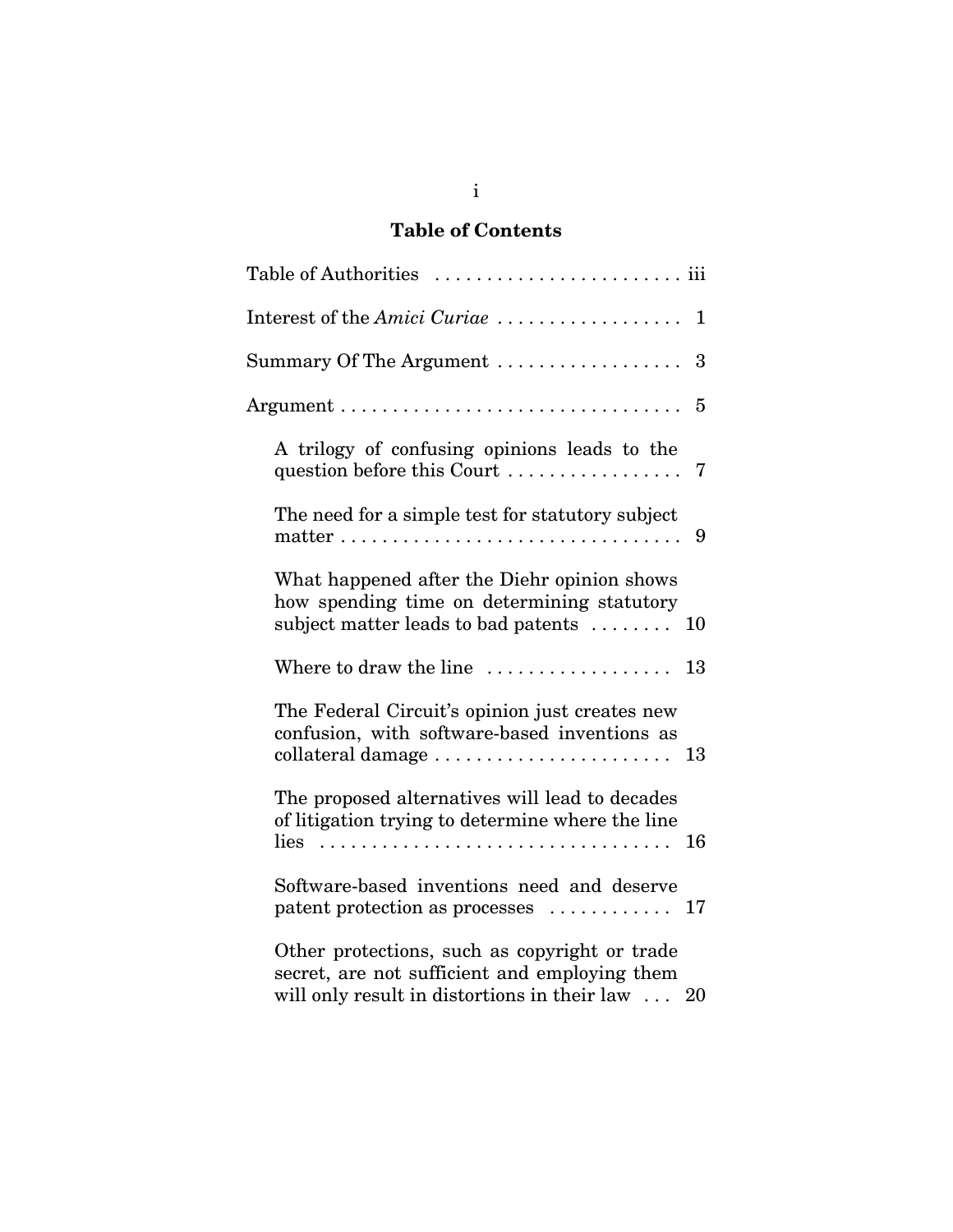## Table of Contents

| | |
|---|---|
| Table of Authorities | iii |
| Interest of the *Amici Curiae* | 1 |
| Summary Of The Argument | 3 |
| Argument | 5 |
| A trilogy of confusing opinions leads to the question before this Court | 7 |
| The need for a simple test for statutory subject matter | 9 |
| What happened after the Diehr opinion shows how spending time on determining statutory subject matter leads to bad patents | 10 |
| Where to draw the line | 13 |
| The Federal Circuit's opinion just creates new confusion, with software-based inventions as collateral damage | 13 |
| The proposed alternatives will lead to decades of litigation trying to determine where the line lies | 16 |
| Software-based inventions need and deserve patent protection as processes | 17 |
| Other protections, such as copyright or trade secret, are not sufficient and employing them will only result in distortions in their law | 20 |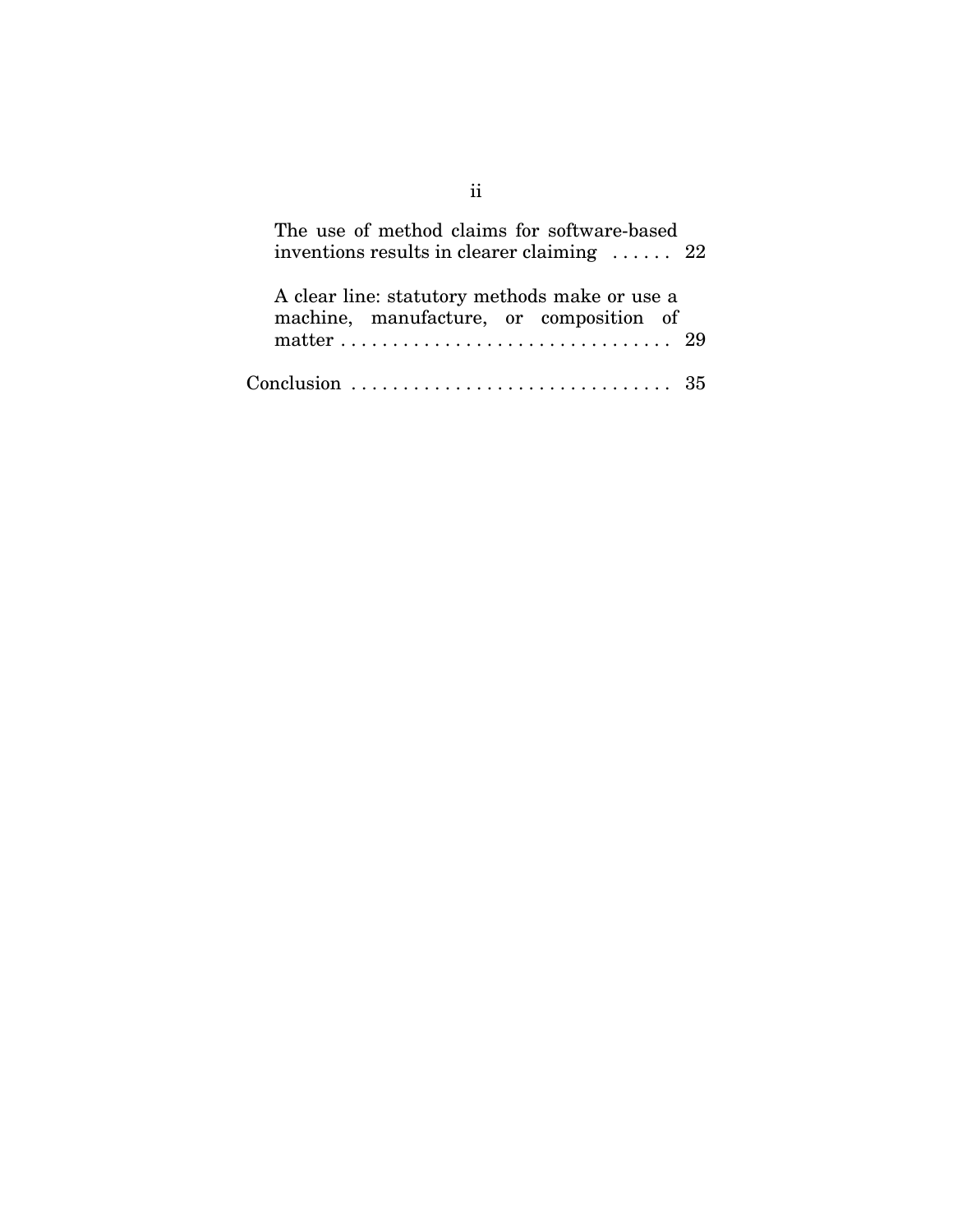The use of method claims for software-based inventions results in clearer claiming . . . . . . 22

A clear line: statutory methods make or use a machine, manufacture, or composition of matter . . . . . . . . . . . . . . . . . . . . . . . . . . . . . . . . 29

Conclusion . . . . . . . . . . . . . . . . . . . . . . . . . . . . . . . 35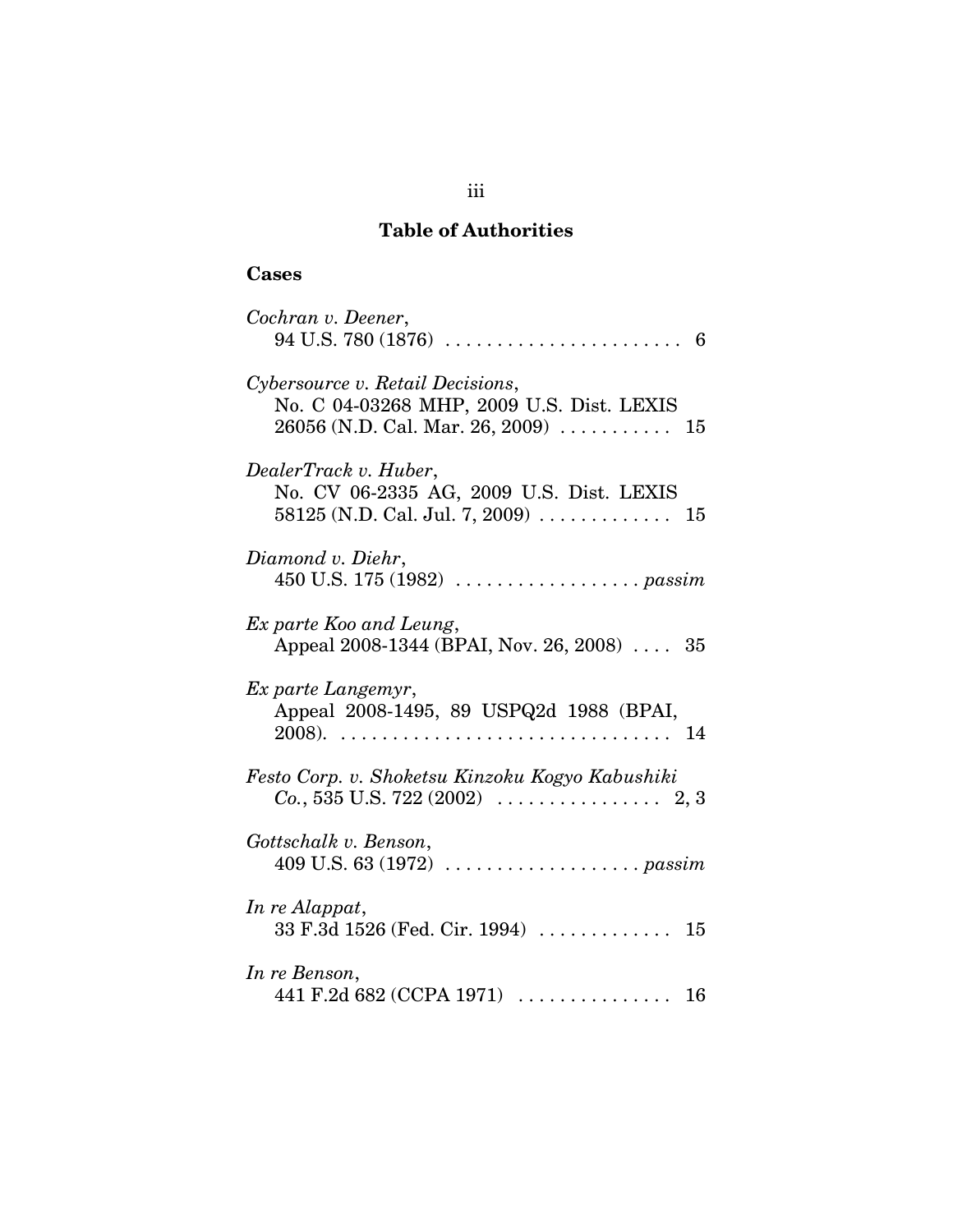## Table of Authorities

### Cases

*Cochran v. Deener*,
94 U.S. 780 (1876) . . . . . . . . . . . . . . . . . . . . . . . 6

*Cybersource v. Retail Decisions*,
No. C 04-03268 MHP, 2009 U.S. Dist. LEXIS 26056 (N.D. Cal. Mar. 26, 2009) . . . . . . . . . . . 15

*DealerTrack v. Huber*,
No. CV 06-2335 AG, 2009 U.S. Dist. LEXIS 58125 (N.D. Cal. Jul. 7, 2009) . . . . . . . . . . . . . 15

*Diamond v. Diehr*,
450 U.S. 175 (1982) . . . . . . . . . . . . . . . . . . *passim*

*Ex parte Koo and Leung*,
Appeal 2008-1344 (BPAI, Nov. 26, 2008) . . . . 35

*Ex parte Langemyr*,
Appeal 2008-1495, 89 USPQ2d 1988 (BPAI, 2008). . . . . . . . . . . . . . . . . . . . . . . . . . . . . . . . 14

*Festo Corp. v. Shoketsu Kinzoku Kogyo Kabushiki Co.*, 535 U.S. 722 (2002) . . . . . . . . . . . . . . . . 2, 3

*Gottschalk v. Benson*,
409 U.S. 63 (1972) . . . . . . . . . . . . . . . . . . . *passim*

*In re Alappat*,
33 F.3d 1526 (Fed. Cir. 1994) . . . . . . . . . . . . . 15

*In re Benson*,
441 F.2d 682 (CCPA 1971) . . . . . . . . . . . . . . . 16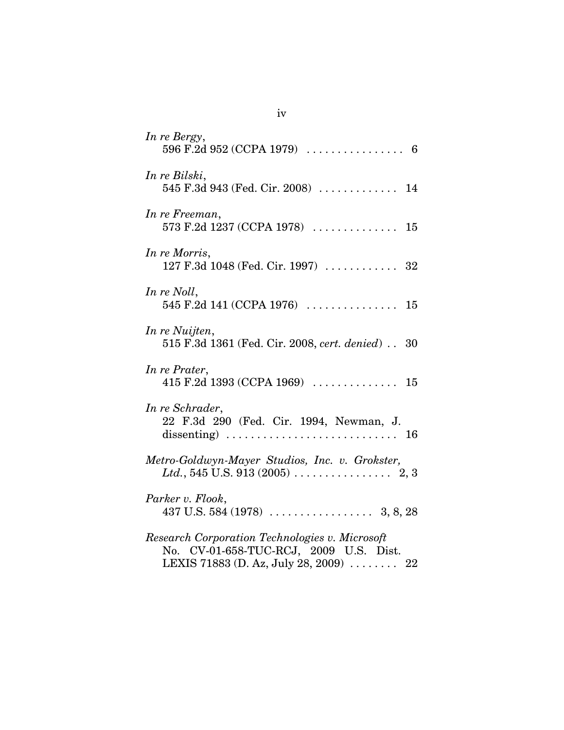*In re Bergy*,
596 F.2d 952 (CCPA 1979) . . . . . . . . . . . . . . . . 6

*In re Bilski*,
545 F.3d 943 (Fed. Cir. 2008) . . . . . . . . . . . . . 14

*In re Freeman*,
573 F.2d 1237 (CCPA 1978) . . . . . . . . . . . . . . 15

*In re Morris*,
127 F.3d 1048 (Fed. Cir. 1997) . . . . . . . . . . . . 32

*In re Noll*,
545 F.2d 141 (CCPA 1976) . . . . . . . . . . . . . . . 15

*In re Nuijten*,
515 F.3d 1361 (Fed. Cir. 2008, *cert. denied*) . . 30

*In re Prater*,
415 F.2d 1393 (CCPA 1969) . . . . . . . . . . . . . . 15

*In re Schrader*,
22 F.3d 290 (Fed. Cir. 1994, Newman, J. dissenting) . . . . . . . . . . . . . . . . . . . . . . . . . . . . 16

*Metro-Goldwyn-Mayer Studios, Inc. v. Grokster, Ltd.*, 545 U.S. 913 (2005) . . . . . . . . . . . . . . . . 2, 3

*Parker v. Flook*,
437 U.S. 584 (1978) . . . . . . . . . . . . . . . . . 3, 8, 28

*Research Corporation Technologies v. Microsoft*
No. CV-01-658-TUC-RCJ, 2009 U.S. Dist. LEXIS 71883 (D. Az, July 28, 2009) . . . . . . . . 22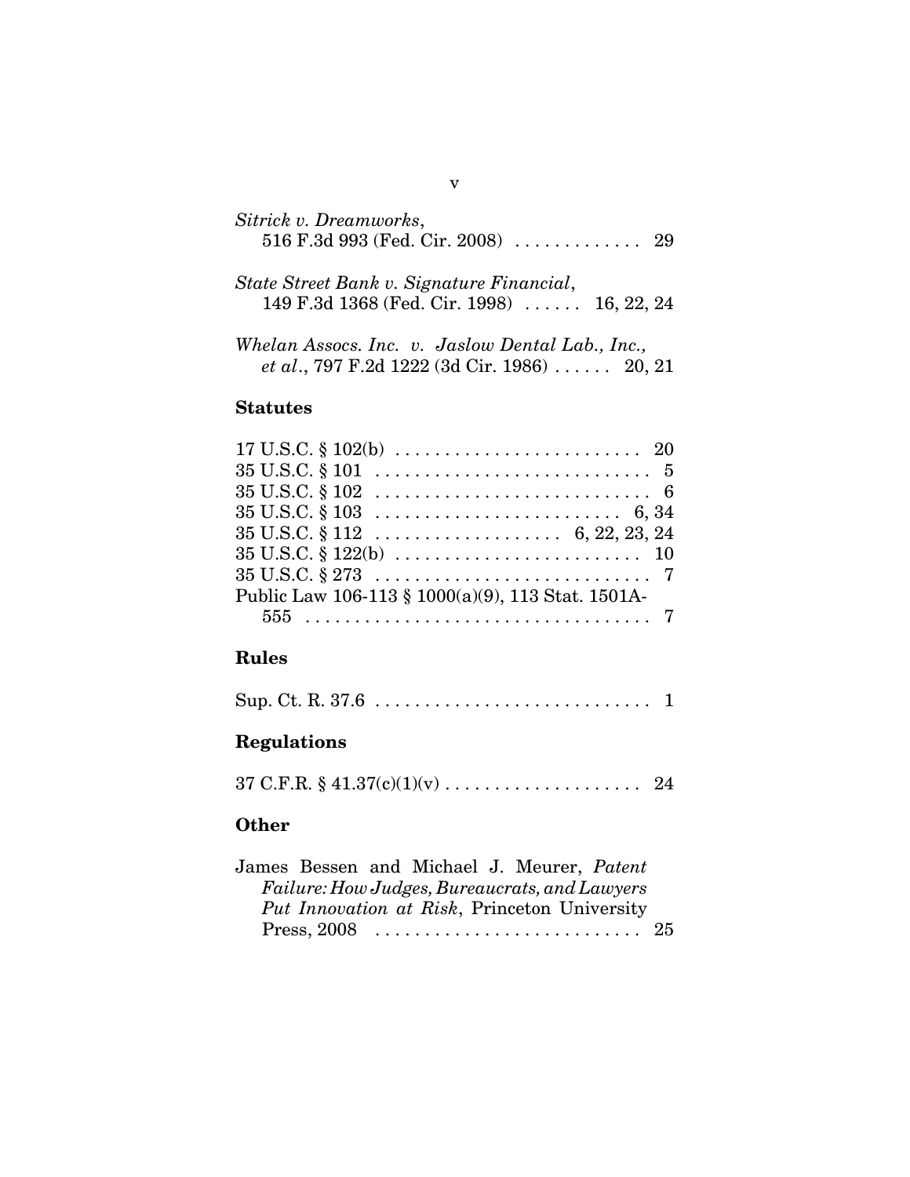*Sitrick v. Dreamworks*,
516 F.3d 993 (Fed. Cir. 2008) . . . . . . . . . . . . . 29

*State Street Bank v. Signature Financial*,
149 F.3d 1368 (Fed. Cir. 1998) . . . . . . 16, 22, 24

*Whelan Assocs. Inc. v. Jaslow Dental Lab., Inc., et al.*, 797 F.2d 1222 (3d Cir. 1986) . . . . . . 20, 21

**Statutes**

17 U.S.C. § 102(b) . . . . . . . . . . . . . . . . . . . . . . . . . 20
35 U.S.C. § 101 . . . . . . . . . . . . . . . . . . . . . . . . . . . 5
35 U.S.C. § 102 . . . . . . . . . . . . . . . . . . . . . . . . . . . 6
35 U.S.C. § 103 . . . . . . . . . . . . . . . . . . . . . . . . 6, 34
35 U.S.C. § 112 . . . . . . . . . . . . . . . . . . 6, 22, 23, 24
35 U.S.C. § 122(b) . . . . . . . . . . . . . . . . . . . . . . . . 10
35 U.S.C. § 273 . . . . . . . . . . . . . . . . . . . . . . . . . . . 7
Public Law 106-113 § 1000(a)(9), 113 Stat. 1501A-555 . . . . . . . . . . . . . . . . . . . . . . . . . . . . . . . . . . . 7

**Rules**

Sup. Ct. R. 37.6 . . . . . . . . . . . . . . . . . . . . . . . . . . . 1

**Regulations**

37 C.F.R. § 41.37(c)(1)(v) . . . . . . . . . . . . . . . . . . . . 24

**Other**

James Bessen and Michael J. Meurer, *Patent Failure: How Judges, Bureaucrats, and Lawyers Put Innovation at Risk*, Princeton University Press, 2008 . . . . . . . . . . . . . . . . . . . . . . . . . . . 25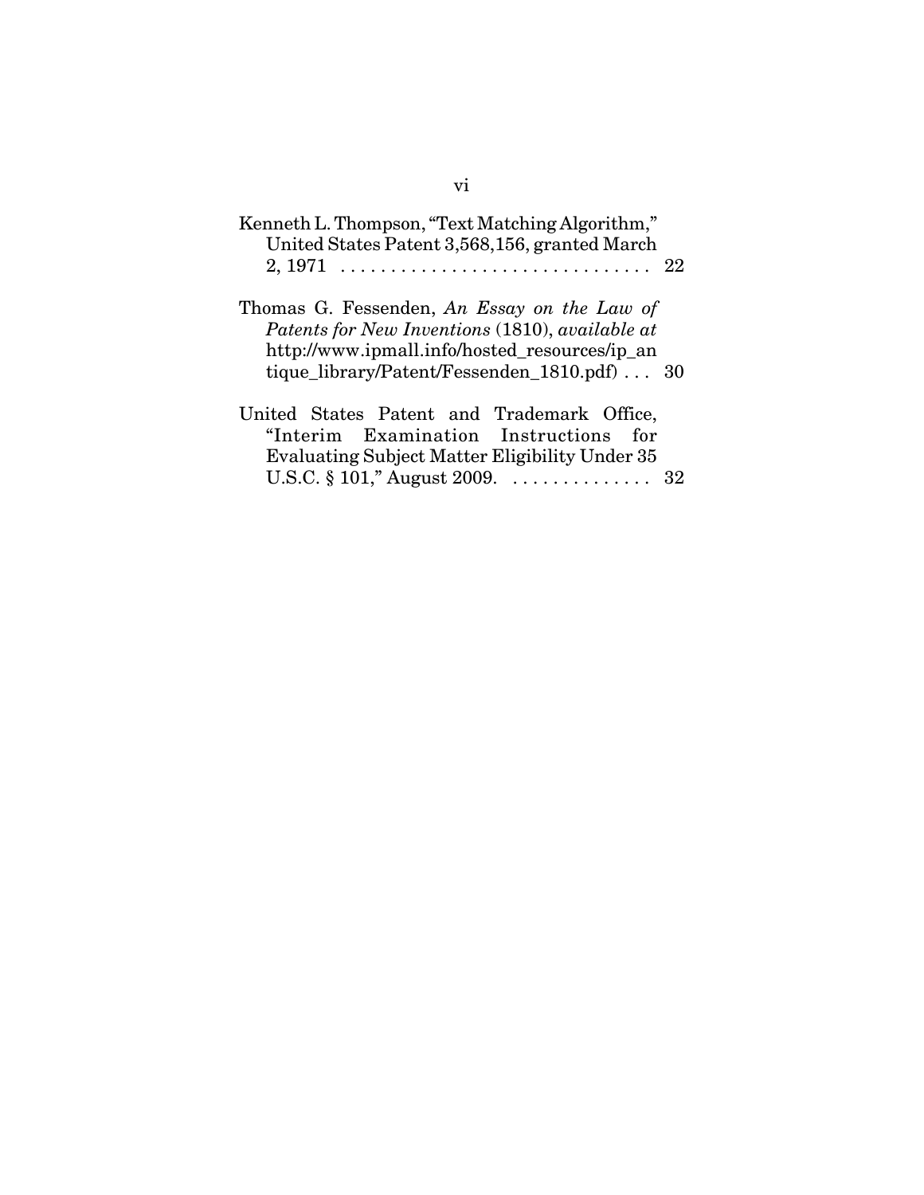Kenneth L. Thompson, "Text Matching Algorithm," United States Patent 3,568,156, granted March 2, 1971 . . . . . . . . . . . . . . . . . . . . . . . . . . . . . . . 22

Thomas G. Fessenden, *An Essay on the Law of Patents for New Inventions* (1810), *available at* http://www.ipmall.info/hosted_resources/ip_antique_library/Patent/Fessenden_1810.pdf) . . . 30

United States Patent and Trademark Office, "Interim Examination Instructions for Evaluating Subject Matter Eligibility Under 35 U.S.C. § 101," August 2009. . . . . . . . . . . . . . . 32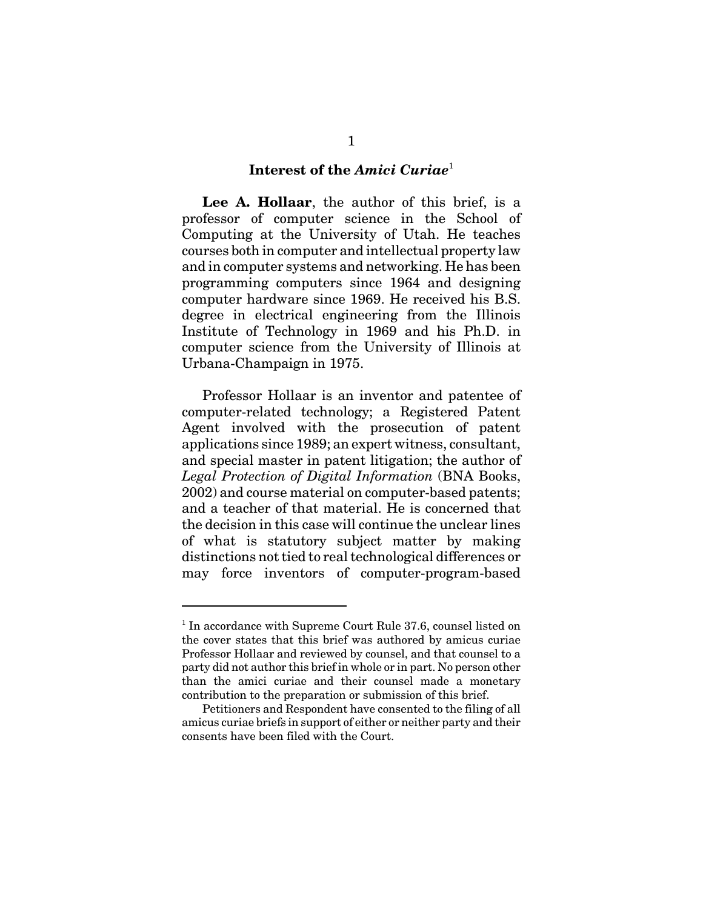## Interest of the *Amici Curiae*[1]

**Lee A. Hollaar**, the author of this brief, is a professor of computer science in the School of Computing at the University of Utah. He teaches courses both in computer and intellectual property law and in computer systems and networking. He has been programming computers since 1964 and designing computer hardware since 1969. He received his B.S. degree in electrical engineering from the Illinois Institute of Technology in 1969 and his Ph.D. in computer science from the University of Illinois at Urbana-Champaign in 1975.

Professor Hollaar is an inventor and patentee of computer-related technology; a Registered Patent Agent involved with the prosecution of patent applications since 1989; an expert witness, consultant, and special master in patent litigation; the author of *Legal Protection of Digital Information* (BNA Books, 2002) and course material on computer-based patents; and a teacher of that material. He is concerned that the decision in this case will continue the unclear lines of what is statutory subject matter by making distinctions not tied to real technological differences or may force inventors of computer-program-based

---

[1] In accordance with Supreme Court Rule 37.6, counsel listed on the cover states that this brief was authored by amicus curiae Professor Hollaar and reviewed by counsel, and that counsel to a party did not author this brief in whole or in part. No person other than the amici curiae and their counsel made a monetary contribution to the preparation or submission of this brief.

Petitioners and Respondent have consented to the filing of all amicus curiae briefs in support of either or neither party and their consents have been filed with the Court.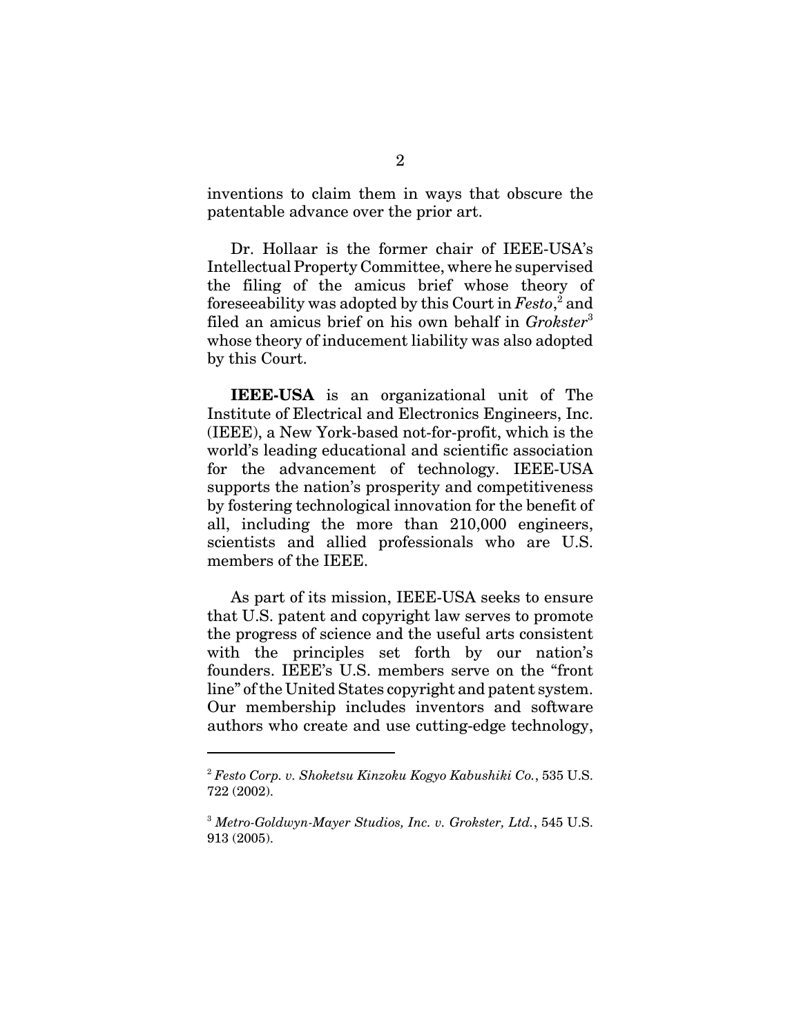inventions to claim them in ways that obscure the patentable advance over the prior art.

Dr. Hollaar is the former chair of IEEE-USA's Intellectual Property Committee, where he supervised the filing of the amicus brief whose theory of foreseeability was adopted by this Court in *Festo*,[2] and filed an amicus brief on his own behalf in *Grokster*[3] whose theory of inducement liability was also adopted by this Court.

**IEEE-USA** is an organizational unit of The Institute of Electrical and Electronics Engineers, Inc. (IEEE), a New York-based not-for-profit, which is the world's leading educational and scientific association for the advancement of technology. IEEE-USA supports the nation's prosperity and competitiveness by fostering technological innovation for the benefit of all, including the more than 210,000 engineers, scientists and allied professionals who are U.S. members of the IEEE.

As part of its mission, IEEE-USA seeks to ensure that U.S. patent and copyright law serves to promote the progress of science and the useful arts consistent with the principles set forth by our nation's founders. IEEE's U.S. members serve on the "front line" of the United States copyright and patent system. Our membership includes inventors and software authors who create and use cutting-edge technology,

---

[2] *Festo Corp. v. Shoketsu Kinzoku Kogyo Kabushiki Co.*, 535 U.S. 722 (2002).

[3] *Metro-Goldwyn-Mayer Studios, Inc. v. Grokster, Ltd.*, 545 U.S. 913 (2005).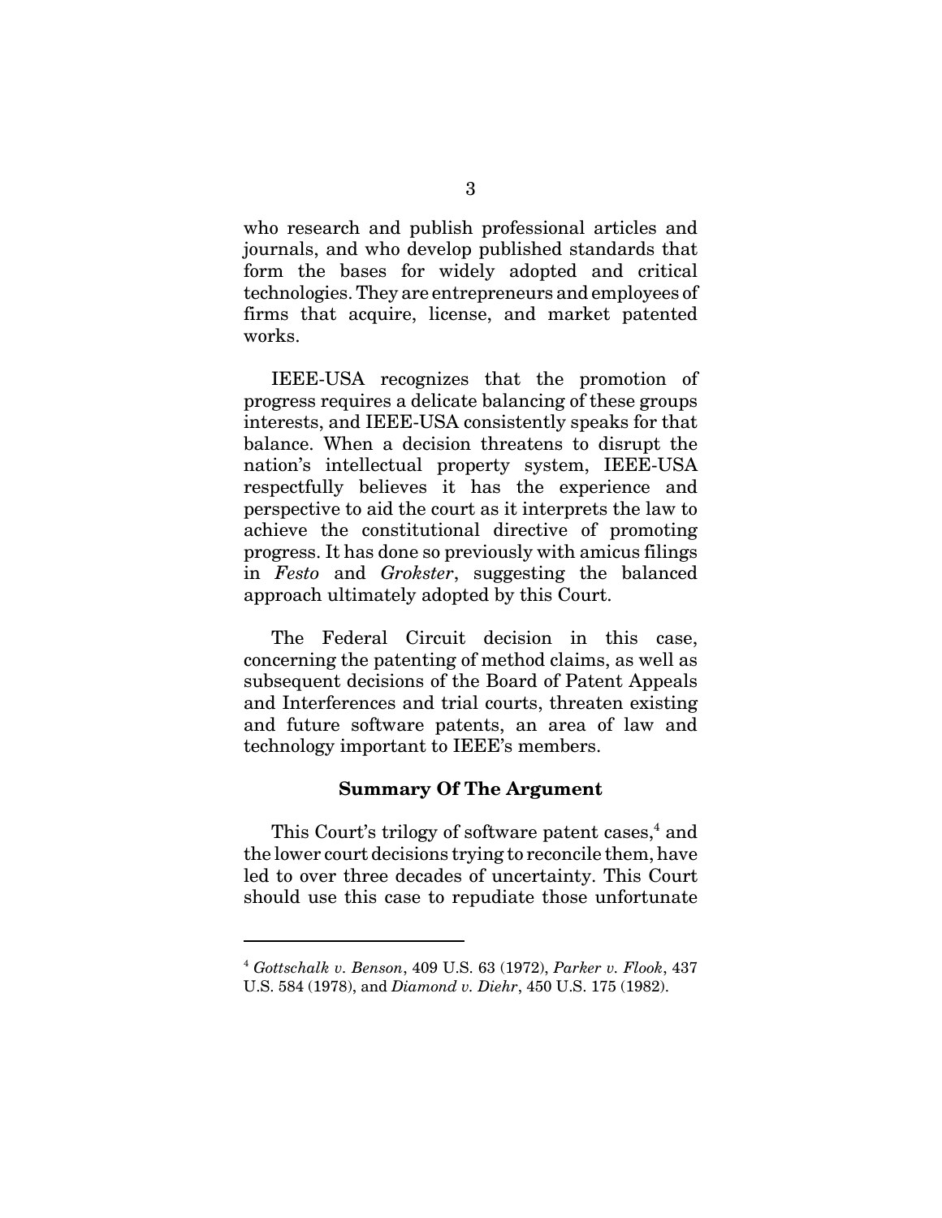who research and publish professional articles and journals, and who develop published standards that form the bases for widely adopted and critical technologies. They are entrepreneurs and employees of firms that acquire, license, and market patented works.

IEEE-USA recognizes that the promotion of progress requires a delicate balancing of these groups interests, and IEEE-USA consistently speaks for that balance. When a decision threatens to disrupt the nation's intellectual property system, IEEE-USA respectfully believes it has the experience and perspective to aid the court as it interprets the law to achieve the constitutional directive of promoting progress. It has done so previously with amicus filings in *Festo* and *Grokster*, suggesting the balanced approach ultimately adopted by this Court.

The Federal Circuit decision in this case, concerning the patenting of method claims, as well as subsequent decisions of the Board of Patent Appeals and Interferences and trial courts, threaten existing and future software patents, an area of law and technology important to IEEE's members.

**Summary Of The Argument**

This Court's trilogy of software patent cases,[4] and the lower court decisions trying to reconcile them, have led to over three decades of uncertainty. This Court should use this case to repudiate those unfortunate

---

[4] *Gottschalk v. Benson*, 409 U.S. 63 (1972), *Parker v. Flook*, 437 U.S. 584 (1978), and *Diamond v. Diehr*, 450 U.S. 175 (1982).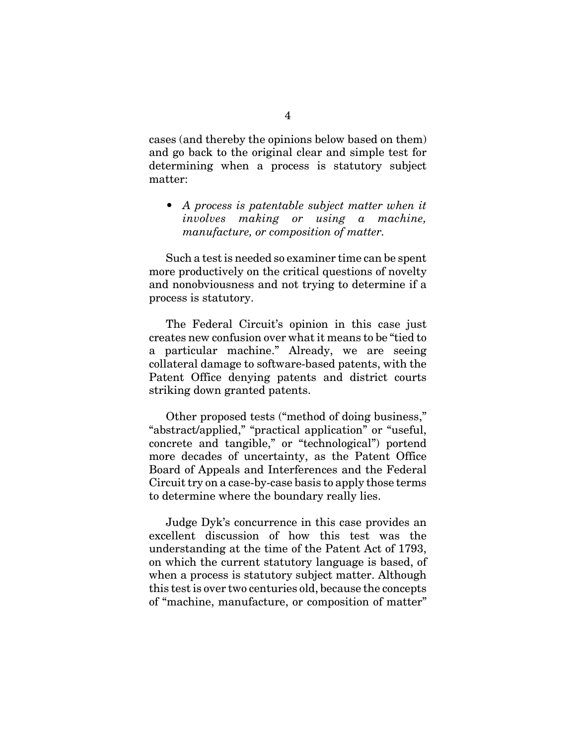cases (and thereby the opinions below based on them) and go back to the original clear and simple test for determining when a process is statutory subject matter:

- *A process is patentable subject matter when it involves making or using a machine, manufacture, or composition of matter.*

Such a test is needed so examiner time can be spent more productively on the critical questions of novelty and nonobviousness and not trying to determine if a process is statutory.

The Federal Circuit's opinion in this case just creates new confusion over what it means to be "tied to a particular machine." Already, we are seeing collateral damage to software-based patents, with the Patent Office denying patents and district courts striking down granted patents.

Other proposed tests ("method of doing business," "abstract/applied," "practical application" or "useful, concrete and tangible," or "technological") portend more decades of uncertainty, as the Patent Office Board of Appeals and Interferences and the Federal Circuit try on a case-by-case basis to apply those terms to determine where the boundary really lies.

Judge Dyk's concurrence in this case provides an excellent discussion of how this test was the understanding at the time of the Patent Act of 1793, on which the current statutory language is based, of when a process is statutory subject matter. Although this test is over two centuries old, because the concepts of "machine, manufacture, or composition of matter"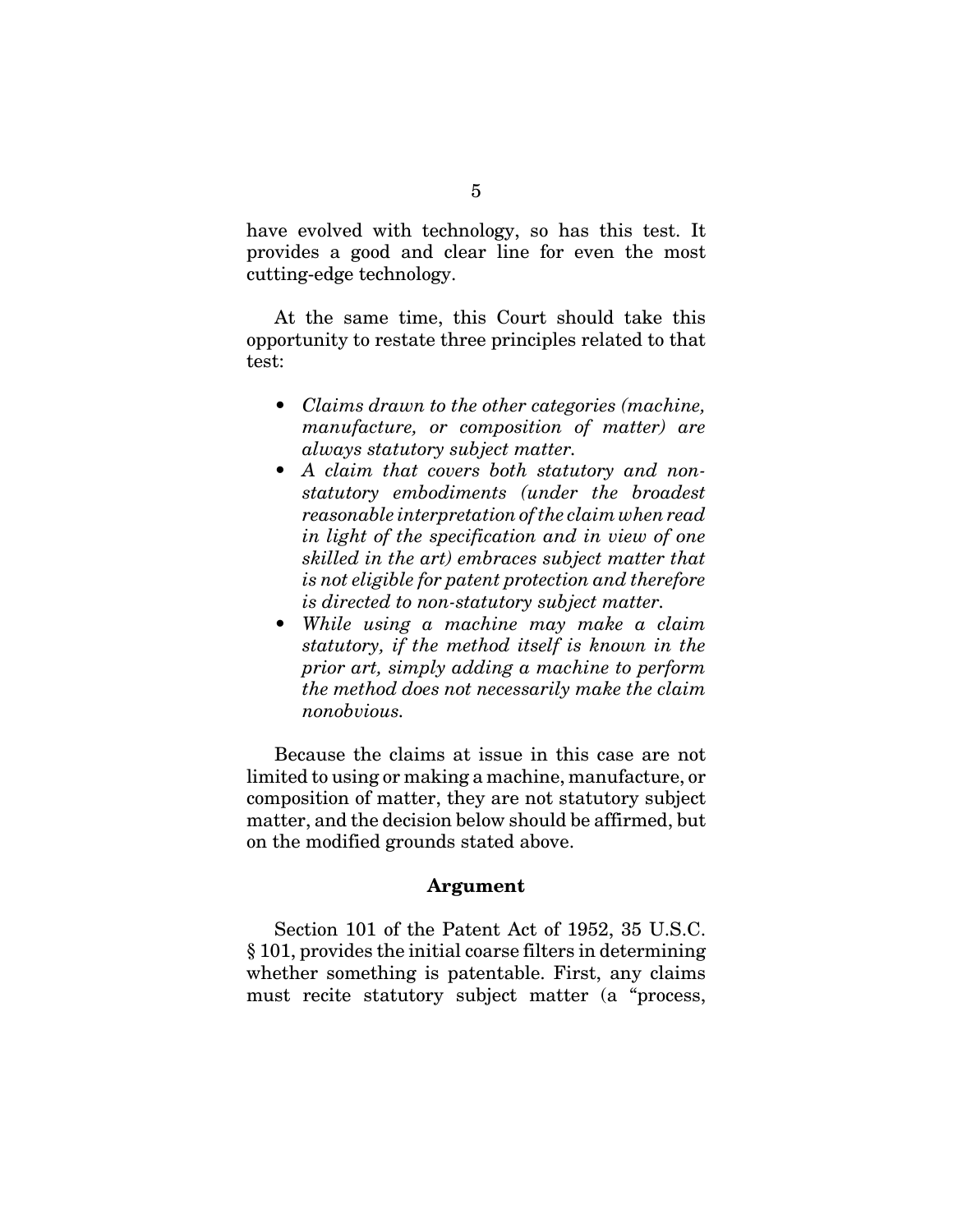have evolved with technology, so has this test. It provides a good and clear line for even the most cutting-edge technology.

At the same time, this Court should take this opportunity to restate three principles related to that test:

- *Claims drawn to the other categories (machine, manufacture, or composition of matter) are always statutory subject matter.*
- *A claim that covers both statutory and non-statutory embodiments (under the broadest reasonable interpretation of the claim when read in light of the specification and in view of one skilled in the art) embraces subject matter that is not eligible for patent protection and therefore is directed to non-statutory subject matter.*
- *While using a machine may make a claim statutory, if the method itself is known in the prior art, simply adding a machine to perform the method does not necessarily make the claim nonobvious.*

Because the claims at issue in this case are not limited to using or making a machine, manufacture, or composition of matter, they are not statutory subject matter, and the decision below should be affirmed, but on the modified grounds stated above.

## Argument

Section 101 of the Patent Act of 1952, 35 U.S.C. § 101, provides the initial coarse filters in determining whether something is patentable. First, any claims must recite statutory subject matter (a "process,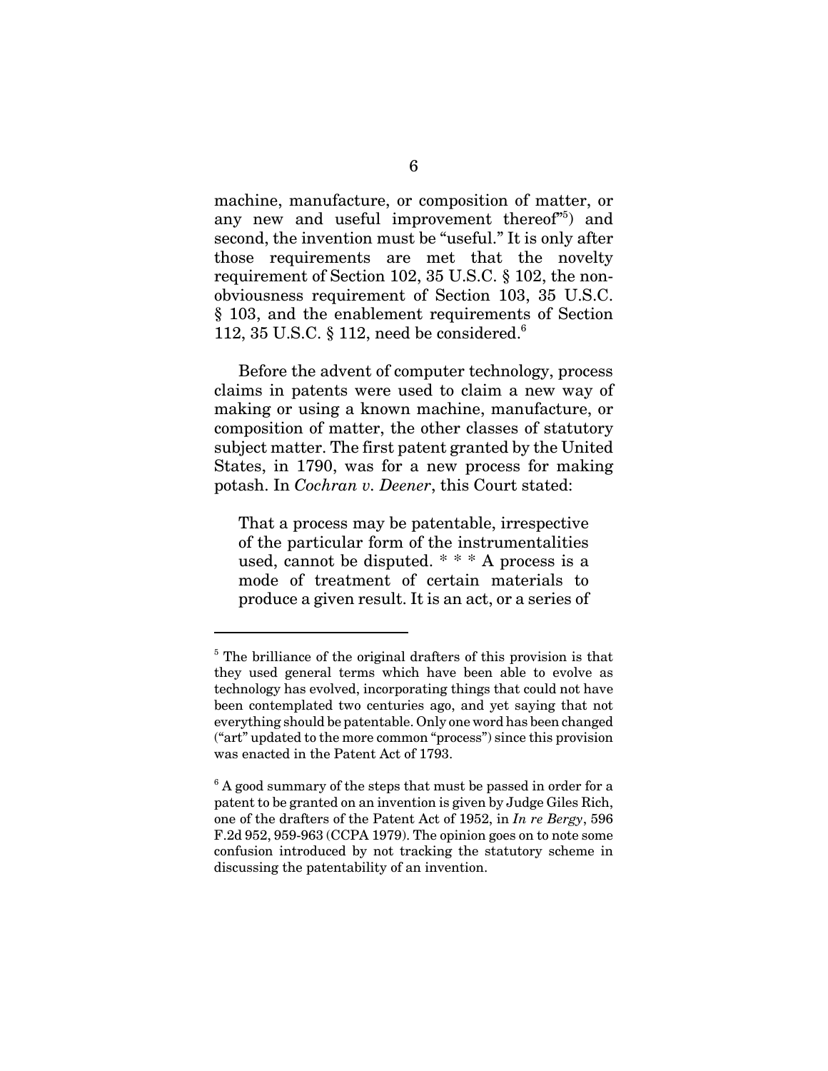machine, manufacture, or composition of matter, or any new and useful improvement thereof"[5]) and second, the invention must be "useful." It is only after those requirements are met that the novelty requirement of Section 102, 35 U.S.C. § 102, the non-obviousness requirement of Section 103, 35 U.S.C. § 103, and the enablement requirements of Section 112, 35 U.S.C. § 112, need be considered.[6]

Before the advent of computer technology, process claims in patents were used to claim a new way of making or using a known machine, manufacture, or composition of matter, the other classes of statutory subject matter. The first patent granted by the United States, in 1790, was for a new process for making potash. In *Cochran v. Deener*, this Court stated:

> That a process may be patentable, irrespective of the particular form of the instrumentalities used, cannot be disputed. * * * A process is a mode of treatment of certain materials to produce a given result. It is an act, or a series of

---

[5] The brilliance of the original drafters of this provision is that they used general terms which have been able to evolve as technology has evolved, incorporating things that could not have been contemplated two centuries ago, and yet saying that not everything should be patentable. Only one word has been changed ("art" updated to the more common "process") since this provision was enacted in the Patent Act of 1793.

[6] A good summary of the steps that must be passed in order for a patent to be granted on an invention is given by Judge Giles Rich, one of the drafters of the Patent Act of 1952, in *In re Bergy*, 596 F.2d 952, 959-963 (CCPA 1979). The opinion goes on to note some confusion introduced by not tracking the statutory scheme in discussing the patentability of an invention.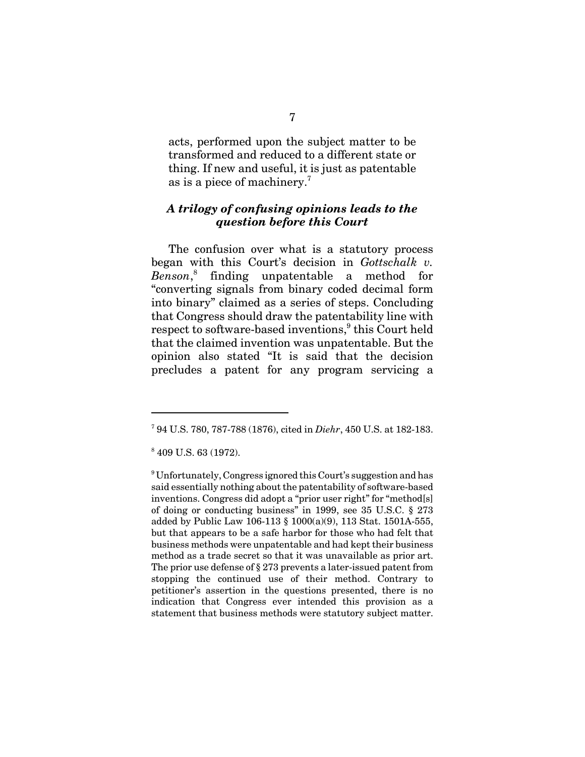acts, performed upon the subject matter to be transformed and reduced to a different state or thing. If new and useful, it is just as patentable as is a piece of machinery.[7]

### *A trilogy of confusing opinions leads to the question before this Court*

The confusion over what is a statutory process began with this Court's decision in *Gottschalk v. Benson*,[8] finding unpatentable a method for "converting signals from binary coded decimal form into binary" claimed as a series of steps. Concluding that Congress should draw the patentability line with respect to software-based inventions,[9] this Court held that the claimed invention was unpatentable. But the opinion also stated "It is said that the decision precludes a patent for any program servicing a

---

[7] 94 U.S. 780, 787-788 (1876), cited in *Diehr*, 450 U.S. at 182-183.

[8] 409 U.S. 63 (1972).

[9] Unfortunately, Congress ignored this Court's suggestion and has said essentially nothing about the patentability of software-based inventions. Congress did adopt a "prior user right" for "method[s] of doing or conducting business" in 1999, see 35 U.S.C. § 273 added by Public Law 106-113 § 1000(a)(9), 113 Stat. 1501A-555, but that appears to be a safe harbor for those who had felt that business methods were unpatentable and had kept their business method as a trade secret so that it was unavailable as prior art. The prior use defense of § 273 prevents a later-issued patent from stopping the continued use of their method. Contrary to petitioner's assertion in the questions presented, there is no indication that Congress ever intended this provision as a statement that business methods were statutory subject matter.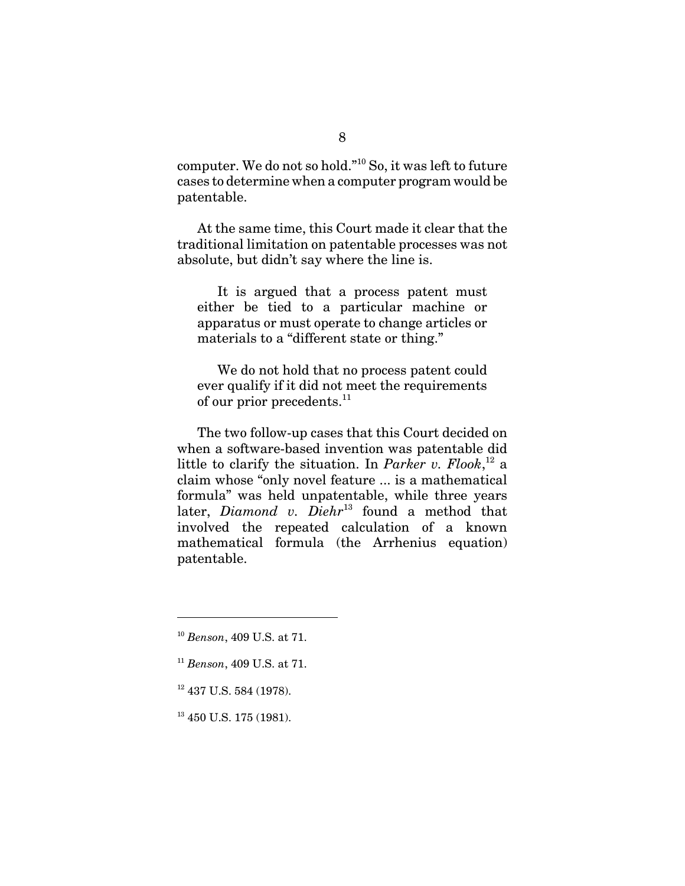computer. We do not so hold."[10] So, it was left to future cases to determine when a computer program would be patentable.

At the same time, this Court made it clear that the traditional limitation on patentable processes was not absolute, but didn't say where the line is.

> It is argued that a process patent must either be tied to a particular machine or apparatus or must operate to change articles or materials to a "different state or thing."
>
> We do not hold that no process patent could ever qualify if it did not meet the requirements of our prior precedents.[11]

The two follow-up cases that this Court decided on when a software-based invention was patentable did little to clarify the situation. In *Parker v. Flook*,[12] a claim whose "only novel feature ... is a mathematical formula" was held unpatentable, while three years later, *Diamond v. Diehr*[13] found a method that involved the repeated calculation of a known mathematical formula (the Arrhenius equation) patentable.

---

[10] *Benson*, 409 U.S. at 71.

[11] *Benson*, 409 U.S. at 71.

[12] 437 U.S. 584 (1978).

[13] 450 U.S. 175 (1981).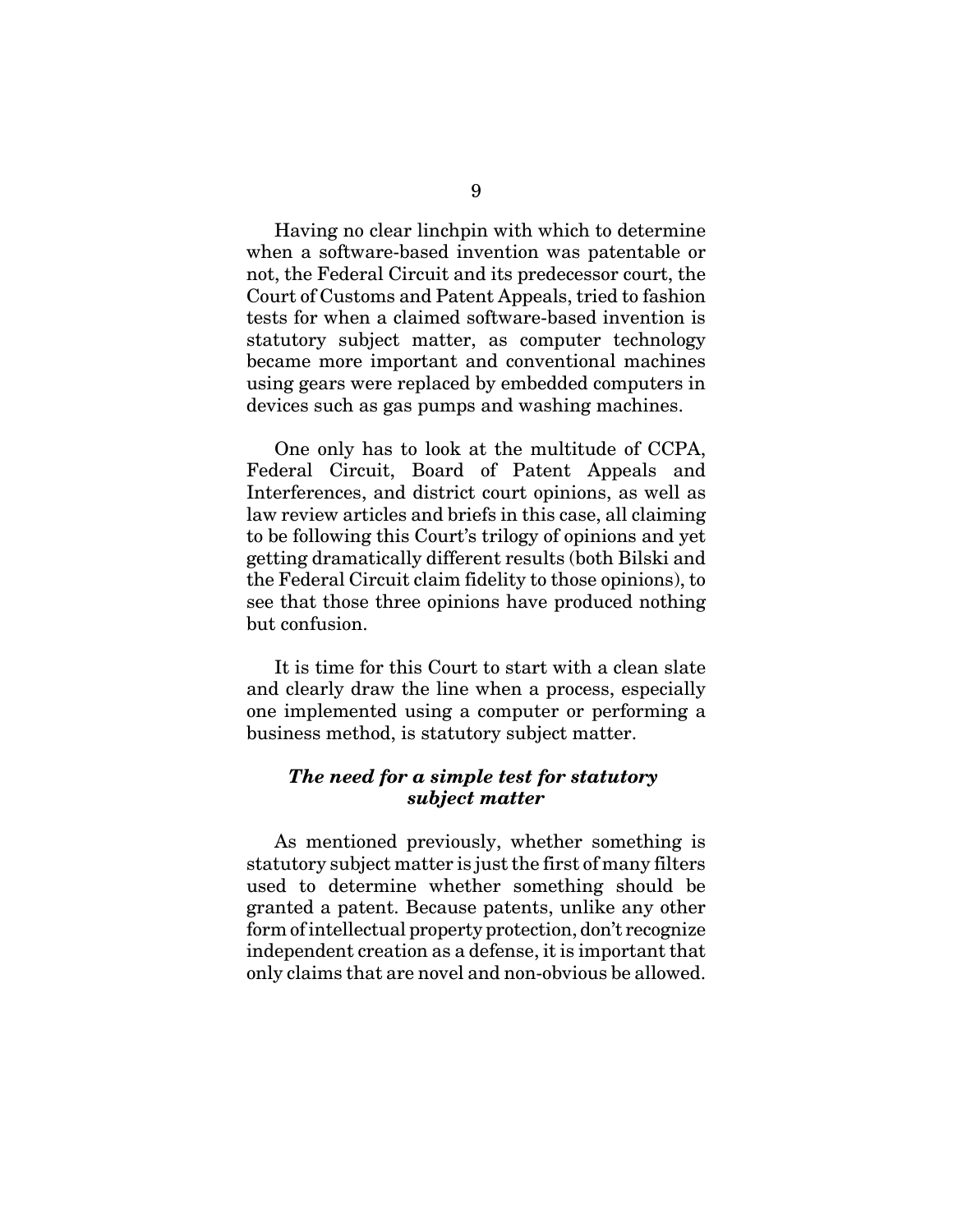Having no clear linchpin with which to determine when a software-based invention was patentable or not, the Federal Circuit and its predecessor court, the Court of Customs and Patent Appeals, tried to fashion tests for when a claimed software-based invention is statutory subject matter, as computer technology became more important and conventional machines using gears were replaced by embedded computers in devices such as gas pumps and washing machines.

One only has to look at the multitude of CCPA, Federal Circuit, Board of Patent Appeals and Interferences, and district court opinions, as well as law review articles and briefs in this case, all claiming to be following this Court's trilogy of opinions and yet getting dramatically different results (both Bilski and the Federal Circuit claim fidelity to those opinions), to see that those three opinions have produced nothing but confusion.

It is time for this Court to start with a clean slate and clearly draw the line when a process, especially one implemented using a computer or performing a business method, is statutory subject matter.

***The need for a simple test for statutory subject matter***

As mentioned previously, whether something is statutory subject matter is just the first of many filters used to determine whether something should be granted a patent. Because patents, unlike any other form of intellectual property protection, don't recognize independent creation as a defense, it is important that only claims that are novel and non-obvious be allowed.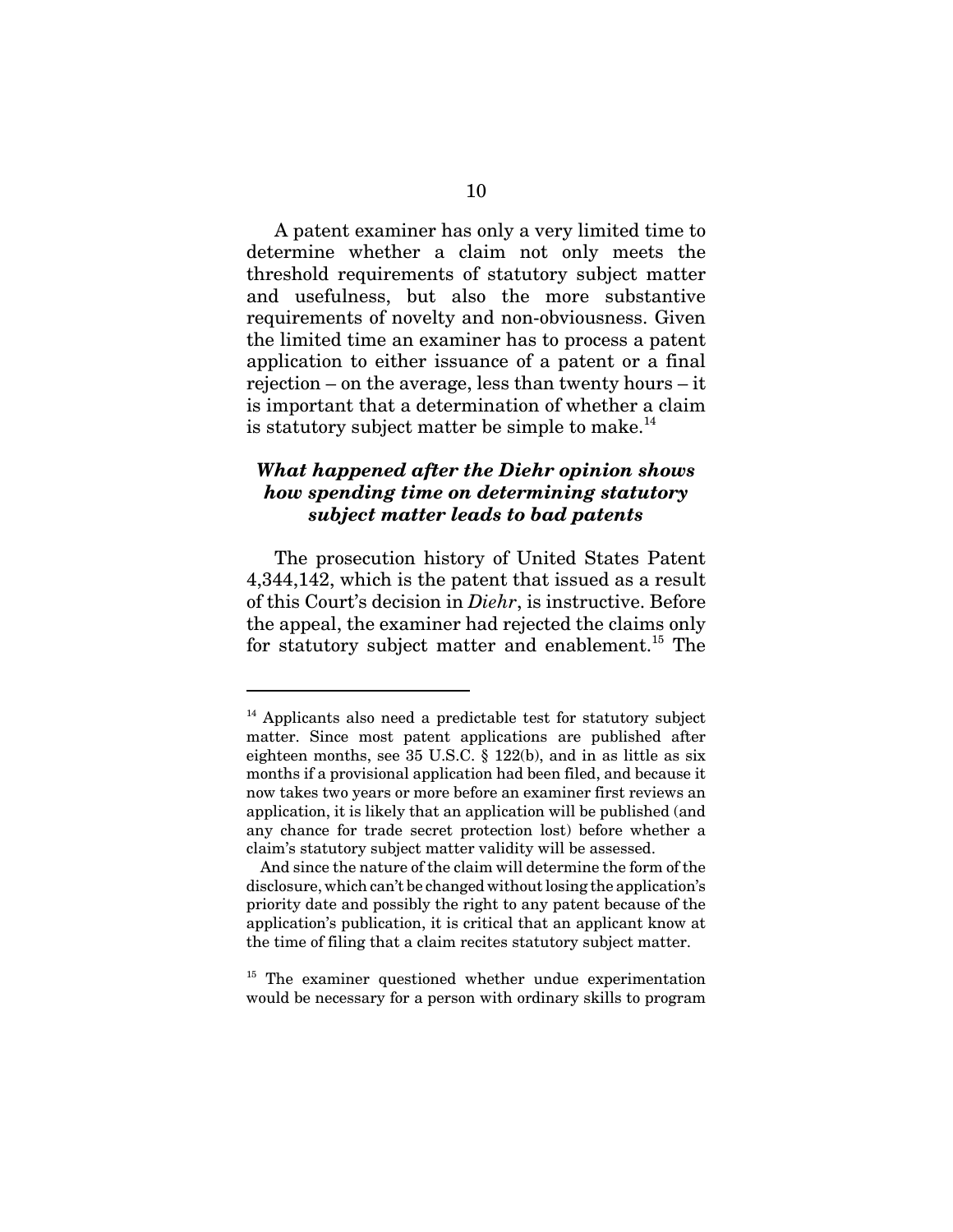A patent examiner has only a very limited time to determine whether a claim not only meets the threshold requirements of statutory subject matter and usefulness, but also the more substantive requirements of novelty and non-obviousness. Given the limited time an examiner has to process a patent application to either issuance of a patent or a final rejection – on the average, less than twenty hours – it is important that a determination of whether a claim is statutory subject matter be simple to make.[14]

### ***What happened after the Diehr opinion shows how spending time on determining statutory subject matter leads to bad patents***

The prosecution history of United States Patent 4,344,142, which is the patent that issued as a result of this Court's decision in *Diehr*, is instructive. Before the appeal, the examiner had rejected the claims only for statutory subject matter and enablement.[15] The

---

[14] Applicants also need a predictable test for statutory subject matter. Since most patent applications are published after eighteen months, see 35 U.S.C. § 122(b), and in as little as six months if a provisional application had been filed, and because it now takes two years or more before an examiner first reviews an application, it is likely that an application will be published (and any chance for trade secret protection lost) before whether a claim's statutory subject matter validity will be assessed.

And since the nature of the claim will determine the form of the disclosure, which can't be changed without losing the application's priority date and possibly the right to any patent because of the application's publication, it is critical that an applicant know at the time of filing that a claim recites statutory subject matter.

[15] The examiner questioned whether undue experimentation would be necessary for a person with ordinary skills to program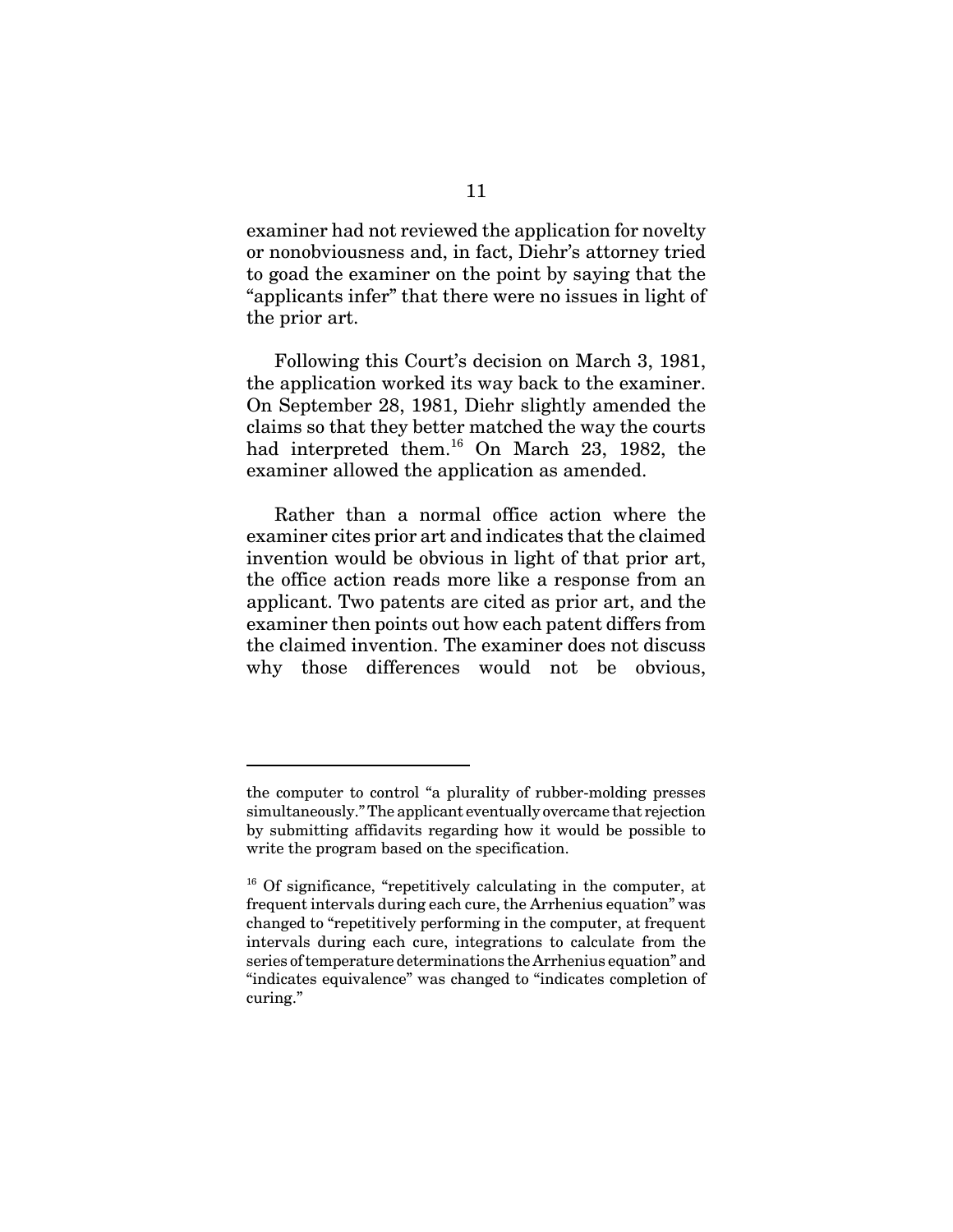examiner had not reviewed the application for novelty or nonobviousness and, in fact, Diehr's attorney tried to goad the examiner on the point by saying that the "applicants infer" that there were no issues in light of the prior art.

Following this Court's decision on March 3, 1981, the application worked its way back to the examiner. On September 28, 1981, Diehr slightly amended the claims so that they better matched the way the courts had interpreted them.[16] On March 23, 1982, the examiner allowed the application as amended.

Rather than a normal office action where the examiner cites prior art and indicates that the claimed invention would be obvious in light of that prior art, the office action reads more like a response from an applicant. Two patents are cited as prior art, and the examiner then points out how each patent differs from the claimed invention. The examiner does not discuss why those differences would not be obvious,

---

the computer to control "a plurality of rubber-molding presses simultaneously." The applicant eventually overcame that rejection by submitting affidavits regarding how it would be possible to write the program based on the specification.

[16] Of significance, "repetitively calculating in the computer, at frequent intervals during each cure, the Arrhenius equation" was changed to "repetitively performing in the computer, at frequent intervals during each cure, integrations to calculate from the series of temperature determinations the Arrhenius equation" and "indicates equivalence" was changed to "indicates completion of curing."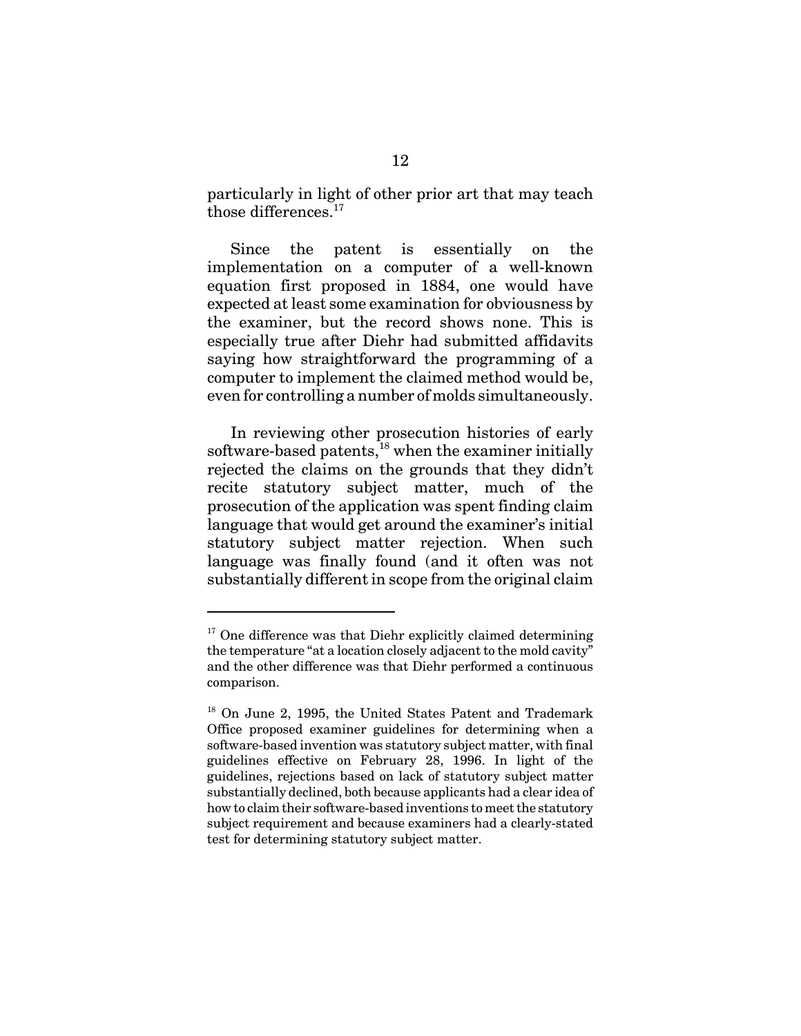particularly in light of other prior art that may teach those differences.[17]

Since the patent is essentially on the implementation on a computer of a well-known equation first proposed in 1884, one would have expected at least some examination for obviousness by the examiner, but the record shows none. This is especially true after Diehr had submitted affidavits saying how straightforward the programming of a computer to implement the claimed method would be, even for controlling a number of molds simultaneously.

In reviewing other prosecution histories of early software-based patents,[18] when the examiner initially rejected the claims on the grounds that they didn't recite statutory subject matter, much of the prosecution of the application was spent finding claim language that would get around the examiner's initial statutory subject matter rejection. When such language was finally found (and it often was not substantially different in scope from the original claim

---

[17] One difference was that Diehr explicitly claimed determining the temperature "at a location closely adjacent to the mold cavity" and the other difference was that Diehr performed a continuous comparison.

[18] On June 2, 1995, the United States Patent and Trademark Office proposed examiner guidelines for determining when a software-based invention was statutory subject matter, with final guidelines effective on February 28, 1996. In light of the guidelines, rejections based on lack of statutory subject matter substantially declined, both because applicants had a clear idea of how to claim their software-based inventions to meet the statutory subject requirement and because examiners had a clearly-stated test for determining statutory subject matter.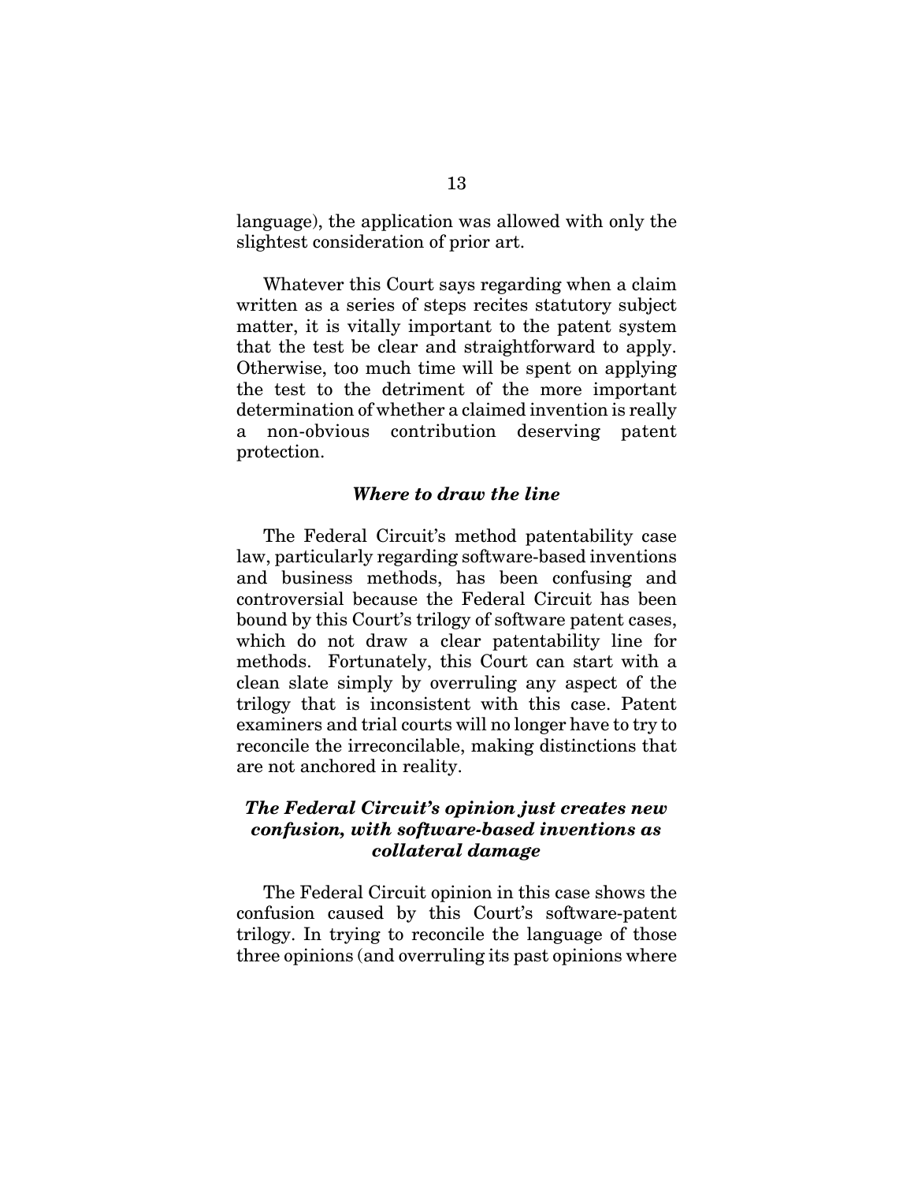language), the application was allowed with only the slightest consideration of prior art.

Whatever this Court says regarding when a claim written as a series of steps recites statutory subject matter, it is vitally important to the patent system that the test be clear and straightforward to apply. Otherwise, too much time will be spent on applying the test to the detriment of the more important determination of whether a claimed invention is really a non-obvious contribution deserving patent protection.

### *Where to draw the line*

The Federal Circuit's method patentability case law, particularly regarding software-based inventions and business methods, has been confusing and controversial because the Federal Circuit has been bound by this Court's trilogy of software patent cases, which do not draw a clear patentability line for methods. Fortunately, this Court can start with a clean slate simply by overruling any aspect of the trilogy that is inconsistent with this case. Patent examiners and trial courts will no longer have to try to reconcile the irreconcilable, making distinctions that are not anchored in reality.

### *The Federal Circuit's opinion just creates new confusion, with software-based inventions as collateral damage*

The Federal Circuit opinion in this case shows the confusion caused by this Court's software-patent trilogy. In trying to reconcile the language of those three opinions (and overruling its past opinions where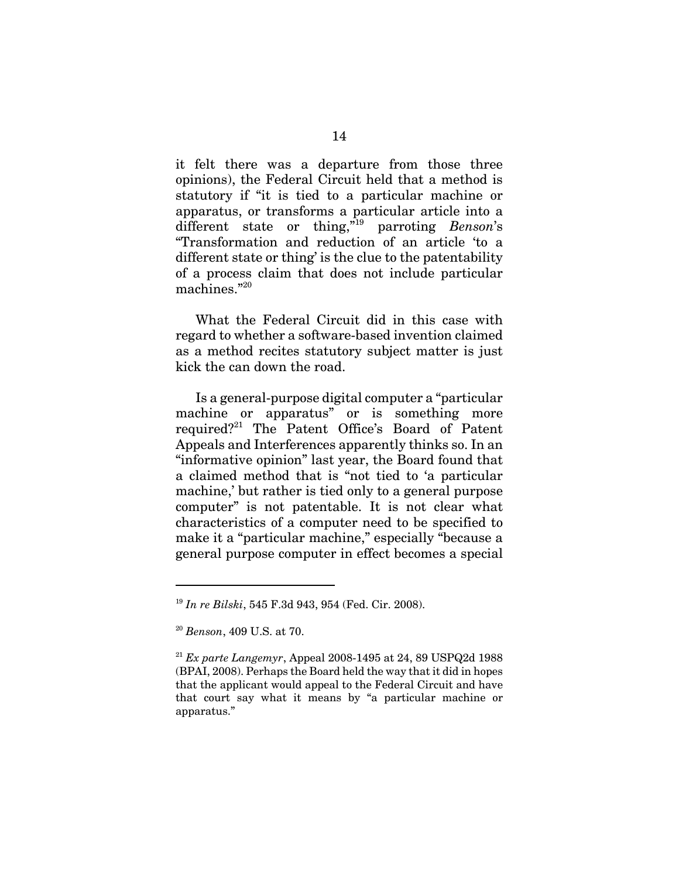it felt there was a departure from those three opinions), the Federal Circuit held that a method is statutory if "it is tied to a particular machine or apparatus, or transforms a particular article into a different state or thing,"[19] parroting *Benson*'s "Transformation and reduction of an article 'to a different state or thing' is the clue to the patentability of a process claim that does not include particular machines."[20]

What the Federal Circuit did in this case with regard to whether a software-based invention claimed as a method recites statutory subject matter is just kick the can down the road.

Is a general-purpose digital computer a "particular machine or apparatus" or is something more required?[21] The Patent Office's Board of Patent Appeals and Interferences apparently thinks so. In an "informative opinion" last year, the Board found that a claimed method that is "not tied to 'a particular machine,' but rather is tied only to a general purpose computer" is not patentable. It is not clear what characteristics of a computer need to be specified to make it a "particular machine," especially "because a general purpose computer in effect becomes a special

---

[19] *In re Bilski*, 545 F.3d 943, 954 (Fed. Cir. 2008).

[20] *Benson*, 409 U.S. at 70.

[21] *Ex parte Langemyr*, Appeal 2008-1495 at 24, 89 USPQ2d 1988 (BPAI, 2008). Perhaps the Board held the way that it did in hopes that the applicant would appeal to the Federal Circuit and have that court say what it means by "a particular machine or apparatus."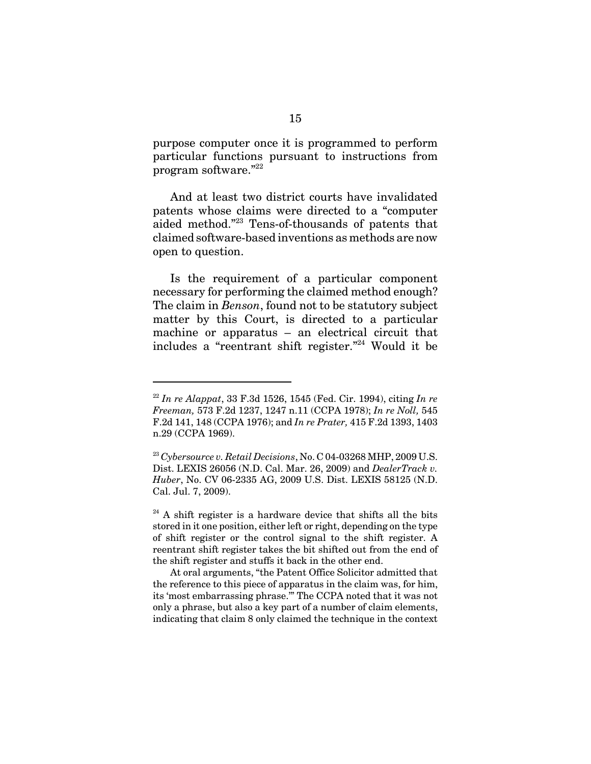purpose computer once it is programmed to perform particular functions pursuant to instructions from program software."[22]

And at least two district courts have invalidated patents whose claims were directed to a "computer aided method."[23] Tens-of-thousands of patents that claimed software-based inventions as methods are now open to question.

Is the requirement of a particular component necessary for performing the claimed method enough? The claim in *Benson*, found not to be statutory subject matter by this Court, is directed to a particular machine or apparatus – an electrical circuit that includes a "reentrant shift register."[24] Would it be

---

[22] *In re Alappat*, 33 F.3d 1526, 1545 (Fed. Cir. 1994), citing *In re Freeman,* 573 F.2d 1237, 1247 n.11 (CCPA 1978); *In re Noll,* 545 F.2d 141, 148 (CCPA 1976); and *In re Prater,* 415 F.2d 1393, 1403 n.29 (CCPA 1969).

[23] *Cybersource v. Retail Decisions*, No. C 04-03268 MHP, 2009 U.S. Dist. LEXIS 26056 (N.D. Cal. Mar. 26, 2009) and *DealerTrack v. Huber*, No. CV 06-2335 AG, 2009 U.S. Dist. LEXIS 58125 (N.D. Cal. Jul. 7, 2009).

[24] A shift register is a hardware device that shifts all the bits stored in it one position, either left or right, depending on the type of shift register or the control signal to the shift register. A reentrant shift register takes the bit shifted out from the end of the shift register and stuffs it back in the other end.

At oral arguments, "the Patent Office Solicitor admitted that the reference to this piece of apparatus in the claim was, for him, its 'most embarrassing phrase.'" The CCPA noted that it was not only a phrase, but also a key part of a number of claim elements, indicating that claim 8 only claimed the technique in the context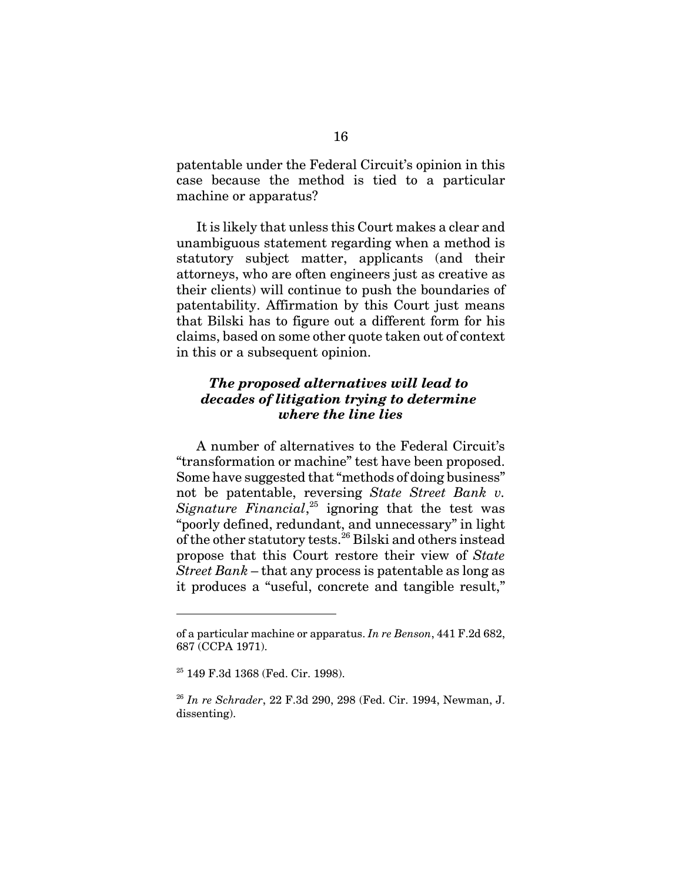patentable under the Federal Circuit's opinion in this case because the method is tied to a particular machine or apparatus?

It is likely that unless this Court makes a clear and unambiguous statement regarding when a method is statutory subject matter, applicants (and their attorneys, who are often engineers just as creative as their clients) will continue to push the boundaries of patentability. Affirmation by this Court just means that Bilski has to figure out a different form for his claims, based on some other quote taken out of context in this or a subsequent opinion.

### *The proposed alternatives will lead to decades of litigation trying to determine where the line lies*

A number of alternatives to the Federal Circuit's "transformation or machine" test have been proposed. Some have suggested that "methods of doing business" not be patentable, reversing *State Street Bank v. Signature Financial*,[25] ignoring that the test was "poorly defined, redundant, and unnecessary" in light of the other statutory tests.[26] Bilski and others instead propose that this Court restore their view of *State Street Bank* – that any process is patentable as long as it produces a "useful, concrete and tangible result,"

---

of a particular machine or apparatus. *In re Benson*, 441 F.2d 682, 687 (CCPA 1971).

[25] 149 F.3d 1368 (Fed. Cir. 1998).

[26] *In re Schrader*, 22 F.3d 290, 298 (Fed. Cir. 1994, Newman, J. dissenting).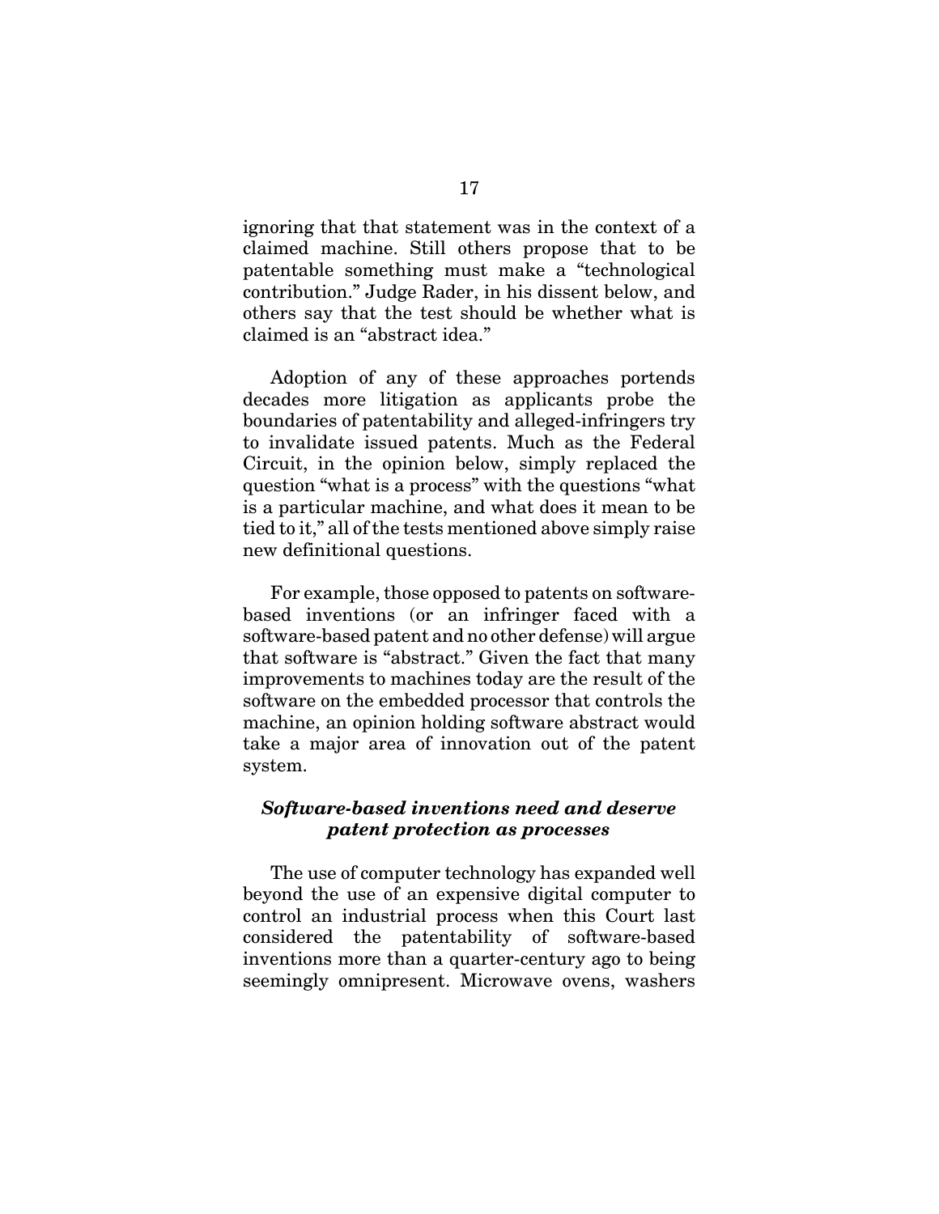ignoring that that statement was in the context of a claimed machine. Still others propose that to be patentable something must make a "technological contribution." Judge Rader, in his dissent below, and others say that the test should be whether what is claimed is an "abstract idea."

Adoption of any of these approaches portends decades more litigation as applicants probe the boundaries of patentability and alleged-infringers try to invalidate issued patents. Much as the Federal Circuit, in the opinion below, simply replaced the question "what is a process" with the questions "what is a particular machine, and what does it mean to be tied to it," all of the tests mentioned above simply raise new definitional questions.

For example, those opposed to patents on software-based inventions (or an infringer faced with a software-based patent and no other defense) will argue that software is "abstract." Given the fact that many improvements to machines today are the result of the software on the embedded processor that controls the machine, an opinion holding software abstract would take a major area of innovation out of the patent system.

***Software-based inventions need and deserve patent protection as processes***

The use of computer technology has expanded well beyond the use of an expensive digital computer to control an industrial process when this Court last considered the patentability of software-based inventions more than a quarter-century ago to being seemingly omnipresent. Microwave ovens, washers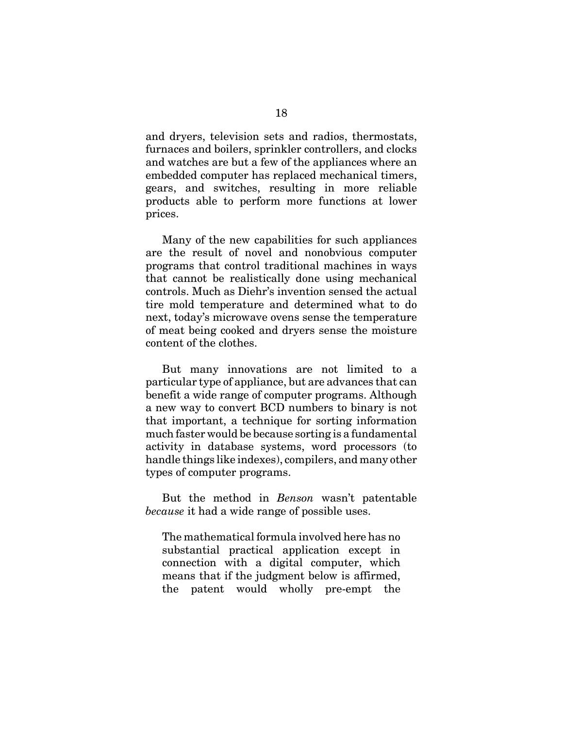and dryers, television sets and radios, thermostats, furnaces and boilers, sprinkler controllers, and clocks and watches are but a few of the appliances where an embedded computer has replaced mechanical timers, gears, and switches, resulting in more reliable products able to perform more functions at lower prices.

Many of the new capabilities for such appliances are the result of novel and nonobvious computer programs that control traditional machines in ways that cannot be realistically done using mechanical controls. Much as Diehr's invention sensed the actual tire mold temperature and determined what to do next, today's microwave ovens sense the temperature of meat being cooked and dryers sense the moisture content of the clothes.

But many innovations are not limited to a particular type of appliance, but are advances that can benefit a wide range of computer programs. Although a new way to convert BCD numbers to binary is not that important, a technique for sorting information much faster would be because sorting is a fundamental activity in database systems, word processors (to handle things like indexes), compilers, and many other types of computer programs.

But the method in *Benson* wasn't patentable *because* it had a wide range of possible uses.

> The mathematical formula involved here has no substantial practical application except in connection with a digital computer, which means that if the judgment below is affirmed, the patent would wholly pre-empt the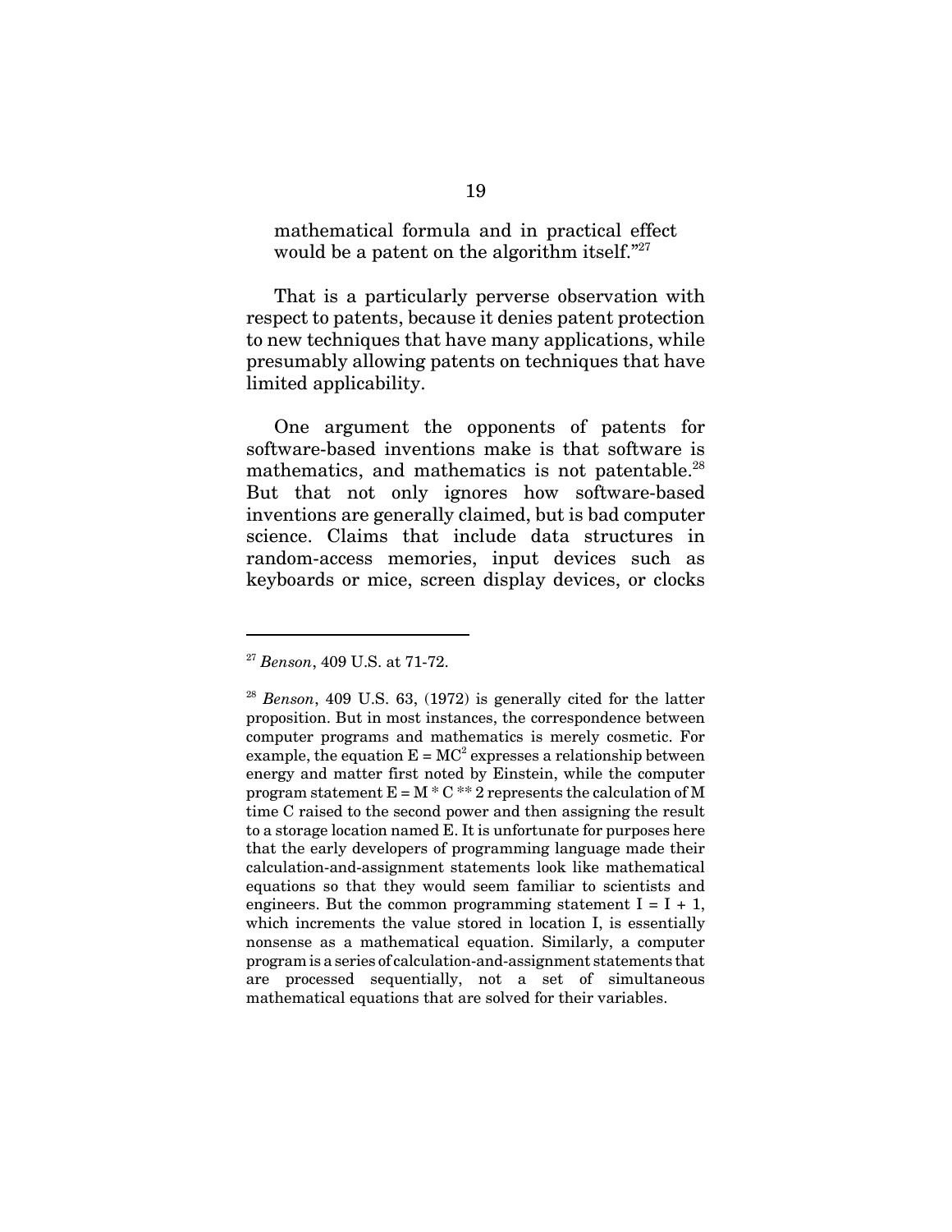mathematical formula and in practical effect would be a patent on the algorithm itself."[27]

That is a particularly perverse observation with respect to patents, because it denies patent protection to new techniques that have many applications, while presumably allowing patents on techniques that have limited applicability.

One argument the opponents of patents for software-based inventions make is that software is mathematics, and mathematics is not patentable.[28] But that not only ignores how software-based inventions are generally claimed, but is bad computer science. Claims that include data structures in random-access memories, input devices such as keyboards or mice, screen display devices, or clocks

---

[27] *Benson*, 409 U.S. at 71-72.

[28] *Benson*, 409 U.S. 63, (1972) is generally cited for the latter proposition. But in most instances, the correspondence between computer programs and mathematics is merely cosmetic. For example, the equation $E = MC^2$ expresses a relationship between energy and matter first noted by Einstein, while the computer program statement E = M * C ** 2 represents the calculation of M time C raised to the second power and then assigning the result to a storage location named E. It is unfortunate for purposes here that the early developers of programming language made their calculation-and-assignment statements look like mathematical equations so that they would seem familiar to scientists and engineers. But the common programming statement I = I + 1, which increments the value stored in location I, is essentially nonsense as a mathematical equation. Similarly, a computer program is a series of calculation-and-assignment statements that are processed sequentially, not a set of simultaneous mathematical equations that are solved for their variables.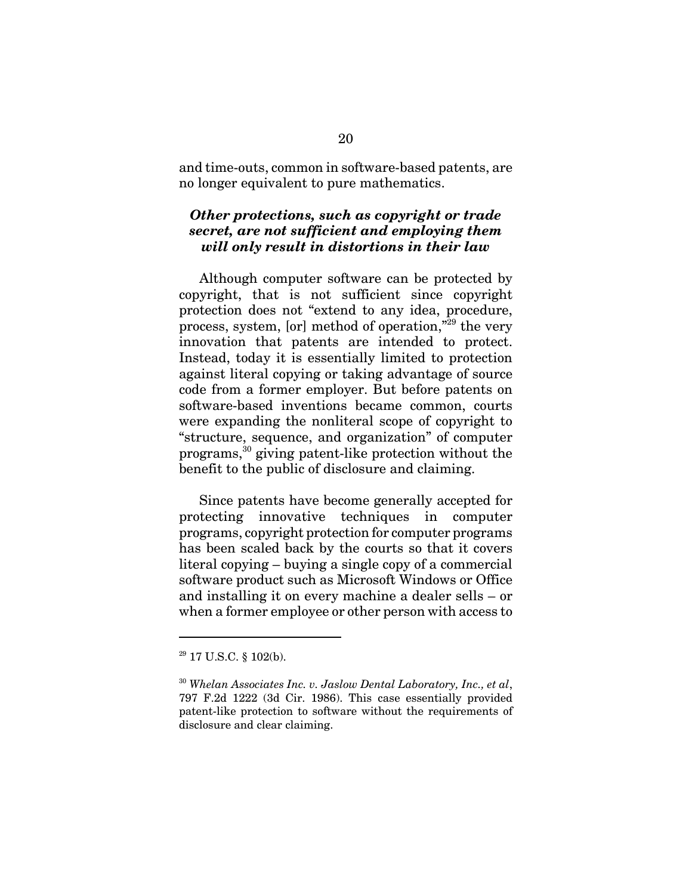and time-outs, common in software-based patents, are no longer equivalent to pure mathematics.

### *Other protections, such as copyright or trade secret, are not sufficient and employing them will only result in distortions in their law*

Although computer software can be protected by copyright, that is not sufficient since copyright protection does not "extend to any idea, procedure, process, system, [or] method of operation,"[29] the very innovation that patents are intended to protect. Instead, today it is essentially limited to protection against literal copying or taking advantage of source code from a former employer. But before patents on software-based inventions became common, courts were expanding the nonliteral scope of copyright to "structure, sequence, and organization" of computer programs,[30] giving patent-like protection without the benefit to the public of disclosure and claiming.

Since patents have become generally accepted for protecting innovative techniques in computer programs, copyright protection for computer programs has been scaled back by the courts so that it covers literal copying – buying a single copy of a commercial software product such as Microsoft Windows or Office and installing it on every machine a dealer sells – or when a former employee or other person with access to

---

[29] 17 U.S.C. § 102(b).

[30] *Whelan Associates Inc. v. Jaslow Dental Laboratory, Inc., et al*, 797 F.2d 1222 (3d Cir. 1986). This case essentially provided patent-like protection to software without the requirements of disclosure and clear claiming.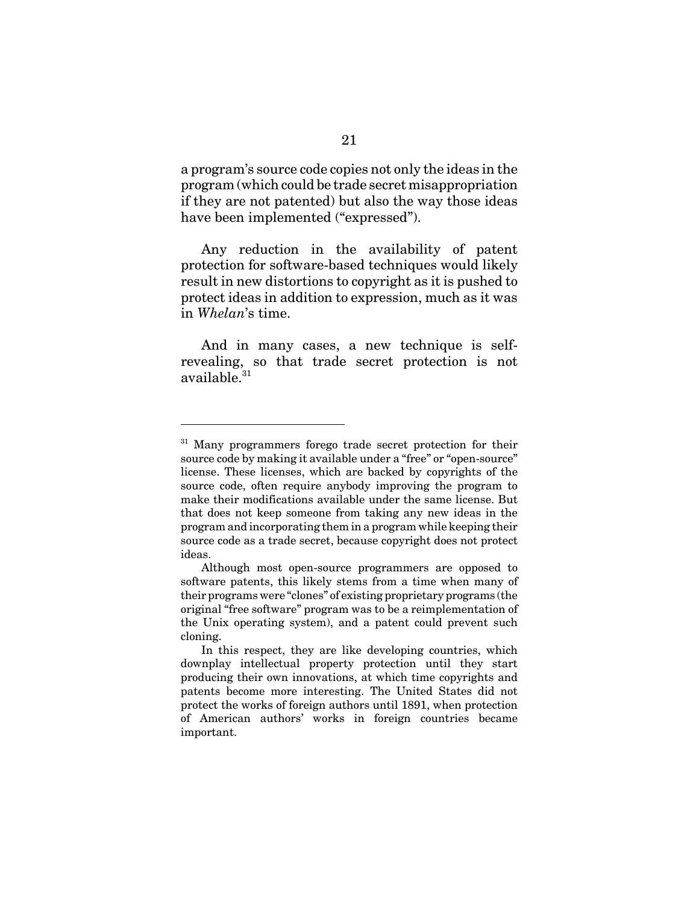a program's source code copies not only the ideas in the program (which could be trade secret misappropriation if they are not patented) but also the way those ideas have been implemented ("expressed").

Any reduction in the availability of patent protection for software-based techniques would likely result in new distortions to copyright as it is pushed to protect ideas in addition to expression, much as it was in *Whelan*'s time.

And in many cases, a new technique is self-revealing, so that trade secret protection is not available.[31]

---

[31] Many programmers forego trade secret protection for their source code by making it available under a "free" or "open-source" license. These licenses, which are backed by copyrights of the source code, often require anybody improving the program to make their modifications available under the same license. But that does not keep someone from taking any new ideas in the program and incorporating them in a program while keeping their source code as a trade secret, because copyright does not protect ideas.

Although most open-source programmers are opposed to software patents, this likely stems from a time when many of their programs were "clones" of existing proprietary programs (the original "free software" program was to be a reimplementation of the Unix operating system), and a patent could prevent such cloning.

In this respect, they are like developing countries, which downplay intellectual property protection until they start producing their own innovations, at which time copyrights and patents become more interesting. The United States did not protect the works of foreign authors until 1891, when protection of American authors' works in foreign countries became important.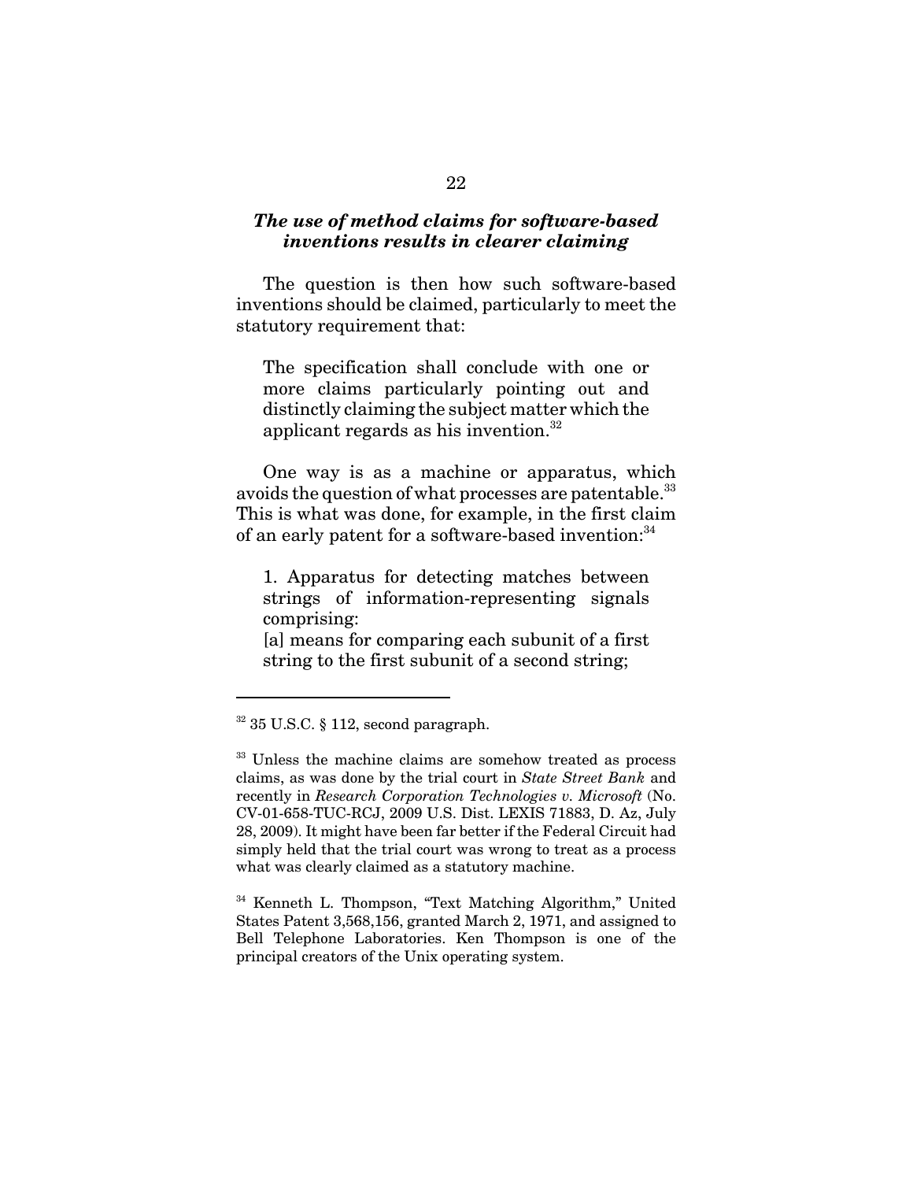### *The use of method claims for software-based inventions results in clearer claiming*

The question is then how such software-based inventions should be claimed, particularly to meet the statutory requirement that:

> The specification shall conclude with one or more claims particularly pointing out and distinctly claiming the subject matter which the applicant regards as his invention.[32]

One way is as a machine or apparatus, which avoids the question of what processes are patentable.[33] This is what was done, for example, in the first claim of an early patent for a software-based invention:[34]

> 1. Apparatus for detecting matches between strings of information-representing signals comprising:
> [a] means for comparing each subunit of a first string to the first subunit of a second string;

---

[32] 35 U.S.C. § 112, second paragraph.

[33] Unless the machine claims are somehow treated as process claims, as was done by the trial court in *State Street Bank* and recently in *Research Corporation Technologies v. Microsoft* (No. CV-01-658-TUC-RCJ, 2009 U.S. Dist. LEXIS 71883, D. Az, July 28, 2009). It might have been far better if the Federal Circuit had simply held that the trial court was wrong to treat as a process what was clearly claimed as a statutory machine.

[34] Kenneth L. Thompson, "Text Matching Algorithm," United States Patent 3,568,156, granted March 2, 1971, and assigned to Bell Telephone Laboratories. Ken Thompson is one of the principal creators of the Unix operating system.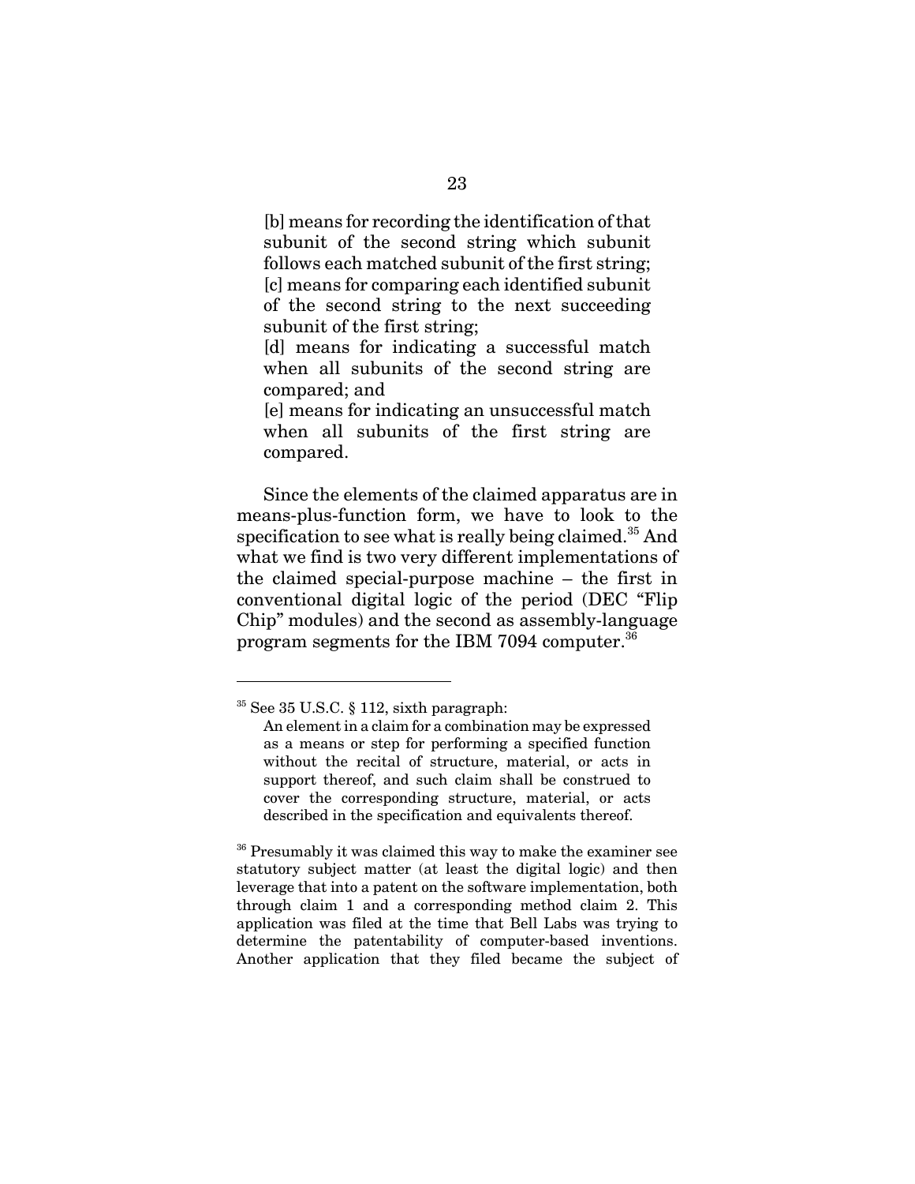> [b] means for recording the identification of that subunit of the second string which subunit follows each matched subunit of the first string;
> [c] means for comparing each identified subunit of the second string to the next succeeding subunit of the first string;
> [d] means for indicating a successful match when all subunits of the second string are compared; and
> [e] means for indicating an unsuccessful match when all subunits of the first string are compared.

Since the elements of the claimed apparatus are in means-plus-function form, we have to look to the specification to see what is really being claimed.[35] And what we find is two very different implementations of the claimed special-purpose machine – the first in conventional digital logic of the period (DEC "Flip Chip" modules) and the second as assembly-language program segments for the IBM 7094 computer.[36]

---

[35] See 35 U.S.C. § 112, sixth paragraph:

> An element in a claim for a combination may be expressed as a means or step for performing a specified function without the recital of structure, material, or acts in support thereof, and such claim shall be construed to cover the corresponding structure, material, or acts described in the specification and equivalents thereof.

[36] Presumably it was claimed this way to make the examiner see statutory subject matter (at least the digital logic) and then leverage that into a patent on the software implementation, both through claim 1 and a corresponding method claim 2. This application was filed at the time that Bell Labs was trying to determine the patentability of computer-based inventions. Another application that they filed became the subject of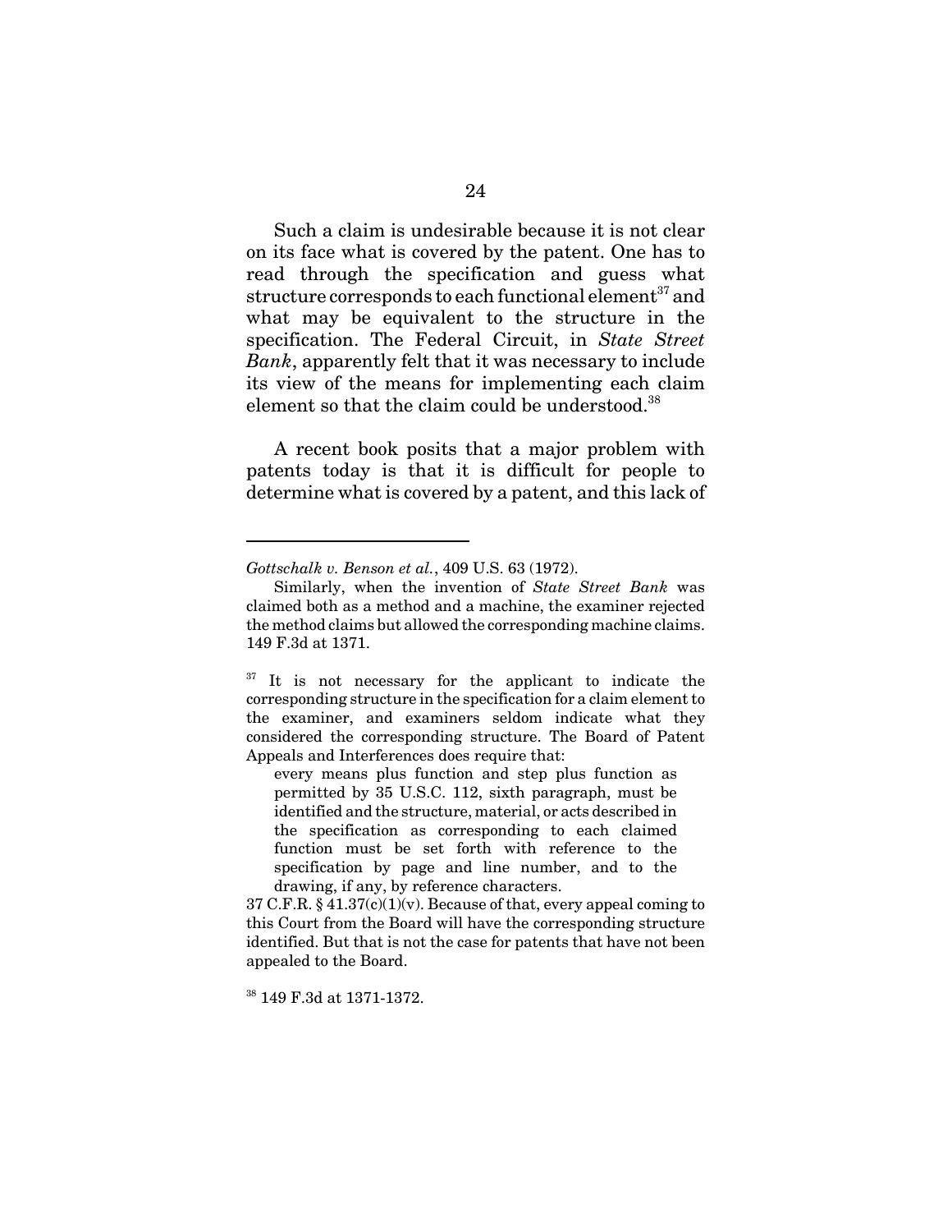Such a claim is undesirable because it is not clear on its face what is covered by the patent. One has to read through the specification and guess what structure corresponds to each functional element[37] and what may be equivalent to the structure in the specification. The Federal Circuit, in *State Street Bank*, apparently felt that it was necessary to include its view of the means for implementing each claim element so that the claim could be understood.[38]

A recent book posits that a major problem with patents today is that it is difficult for people to determine what is covered by a patent, and this lack of

---

*Gottschalk v. Benson et al.*, 409 U.S. 63 (1972).

Similarly, when the invention of *State Street Bank* was claimed both as a method and a machine, the examiner rejected the method claims but allowed the corresponding machine claims. 149 F.3d at 1371.

[37] It is not necessary for the applicant to indicate the corresponding structure in the specification for a claim element to the examiner, and examiners seldom indicate what they considered the corresponding structure. The Board of Patent Appeals and Interferences does require that:

> every means plus function and step plus function as permitted by 35 U.S.C. 112, sixth paragraph, must be identified and the structure, material, or acts described in the specification as corresponding to each claimed function must be set forth with reference to the specification by page and line number, and to the drawing, if any, by reference characters.

37 C.F.R. § 41.37(c)(1)(v). Because of that, every appeal coming to this Court from the Board will have the corresponding structure identified. But that is not the case for patents that have not been appealed to the Board.

[38] 149 F.3d at 1371-1372.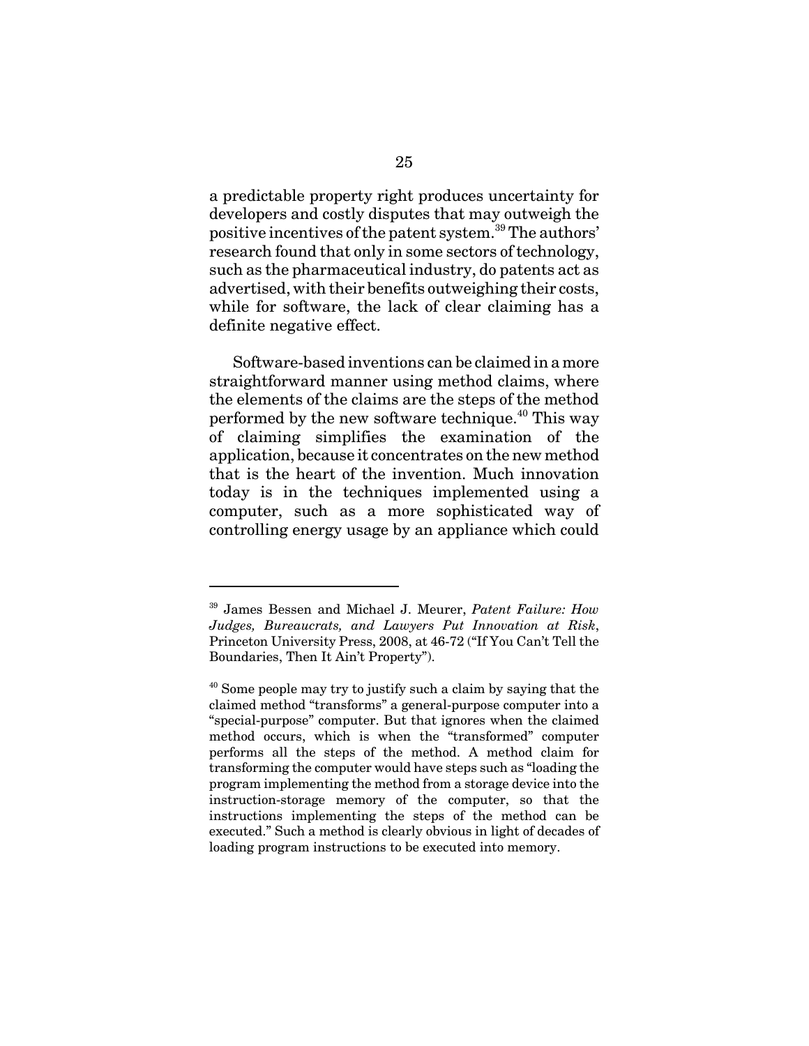a predictable property right produces uncertainty for developers and costly disputes that may outweigh the positive incentives of the patent system.[39] The authors' research found that only in some sectors of technology, such as the pharmaceutical industry, do patents act as advertised, with their benefits outweighing their costs, while for software, the lack of clear claiming has a definite negative effect.

Software-based inventions can be claimed in a more straightforward manner using method claims, where the elements of the claims are the steps of the method performed by the new software technique.[40] This way of claiming simplifies the examination of the application, because it concentrates on the new method that is the heart of the invention. Much innovation today is in the techniques implemented using a computer, such as a more sophisticated way of controlling energy usage by an appliance which could

---

[39] James Bessen and Michael J. Meurer, *Patent Failure: How Judges, Bureaucrats, and Lawyers Put Innovation at Risk*, Princeton University Press, 2008, at 46-72 ("If You Can't Tell the Boundaries, Then It Ain't Property").

[40] Some people may try to justify such a claim by saying that the claimed method "transforms" a general-purpose computer into a "special-purpose" computer. But that ignores when the claimed method occurs, which is when the "transformed" computer performs all the steps of the method. A method claim for transforming the computer would have steps such as "loading the program implementing the method from a storage device into the instruction-storage memory of the computer, so that the instructions implementing the steps of the method can be executed." Such a method is clearly obvious in light of decades of loading program instructions to be executed into memory.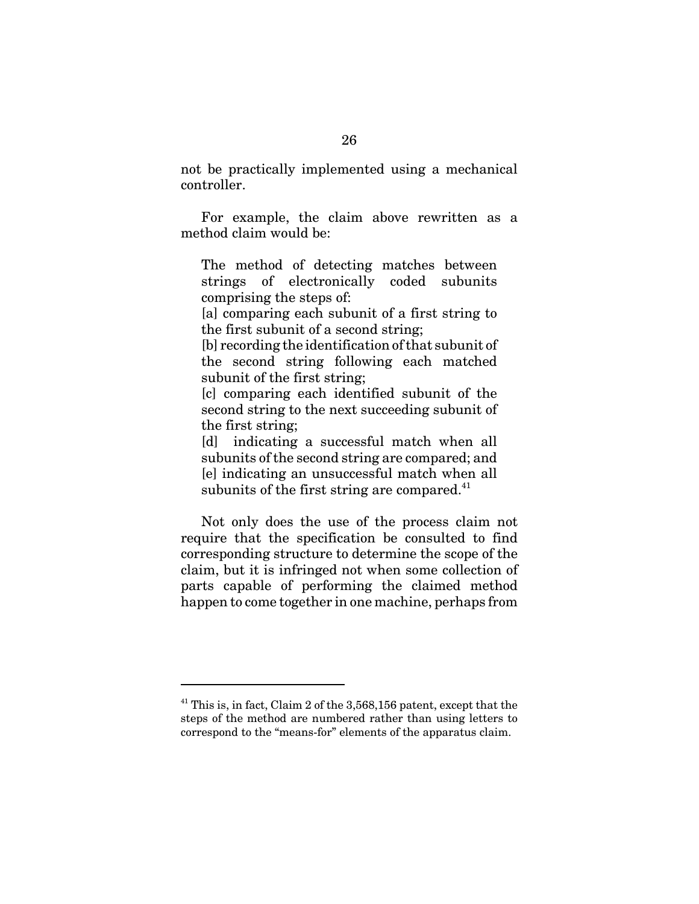not be practically implemented using a mechanical controller.

For example, the claim above rewritten as a method claim would be:

> The method of detecting matches between strings of electronically coded subunits comprising the steps of:
> [a] comparing each subunit of a first string to the first subunit of a second string;
> [b] recording the identification of that subunit of the second string following each matched subunit of the first string;
> [c] comparing each identified subunit of the second string to the next succeeding subunit of the first string;
> [d] indicating a successful match when all subunits of the second string are compared; and
> [e] indicating an unsuccessful match when all subunits of the first string are compared.[41]

Not only does the use of the process claim not require that the specification be consulted to find corresponding structure to determine the scope of the claim, but it is infringed not when some collection of parts capable of performing the claimed method happen to come together in one machine, perhaps from

---

[41] This is, in fact, Claim 2 of the 3,568,156 patent, except that the steps of the method are numbered rather than using letters to correspond to the "means-for" elements of the apparatus claim.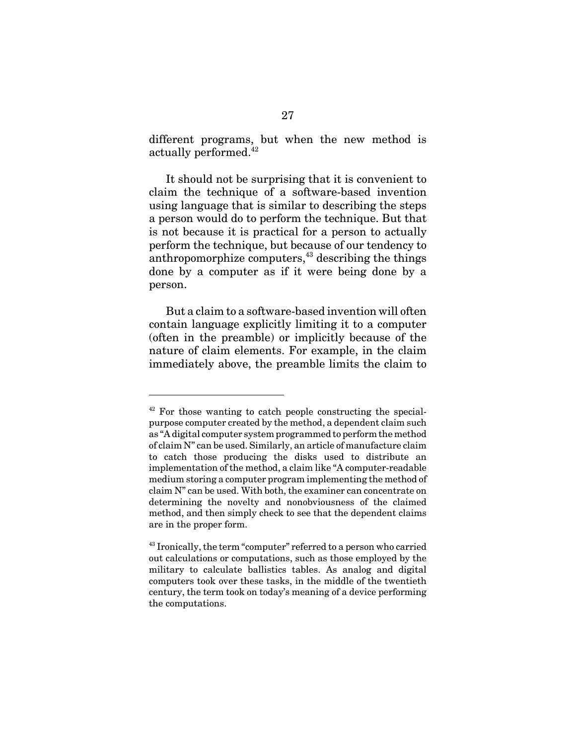different programs, but when the new method is actually performed.[42]

It should not be surprising that it is convenient to claim the technique of a software-based invention using language that is similar to describing the steps a person would do to perform the technique. But that is not because it is practical for a person to actually perform the technique, but because of our tendency to anthropomorphize computers,[43] describing the things done by a computer as if it were being done by a person.

But a claim to a software-based invention will often contain language explicitly limiting it to a computer (often in the preamble) or implicitly because of the nature of claim elements. For example, in the claim immediately above, the preamble limits the claim to

---

[42] For those wanting to catch people constructing the special-purpose computer created by the method, a dependent claim such as "A digital computer system programmed to perform the method of claim N" can be used. Similarly, an article of manufacture claim to catch those producing the disks used to distribute an implementation of the method, a claim like "A computer-readable medium storing a computer program implementing the method of claim N" can be used. With both, the examiner can concentrate on determining the novelty and nonobviousness of the claimed method, and then simply check to see that the dependent claims are in the proper form.

[43] Ironically, the term "computer" referred to a person who carried out calculations or computations, such as those employed by the military to calculate ballistics tables. As analog and digital computers took over these tasks, in the middle of the twentieth century, the term took on today's meaning of a device performing the computations.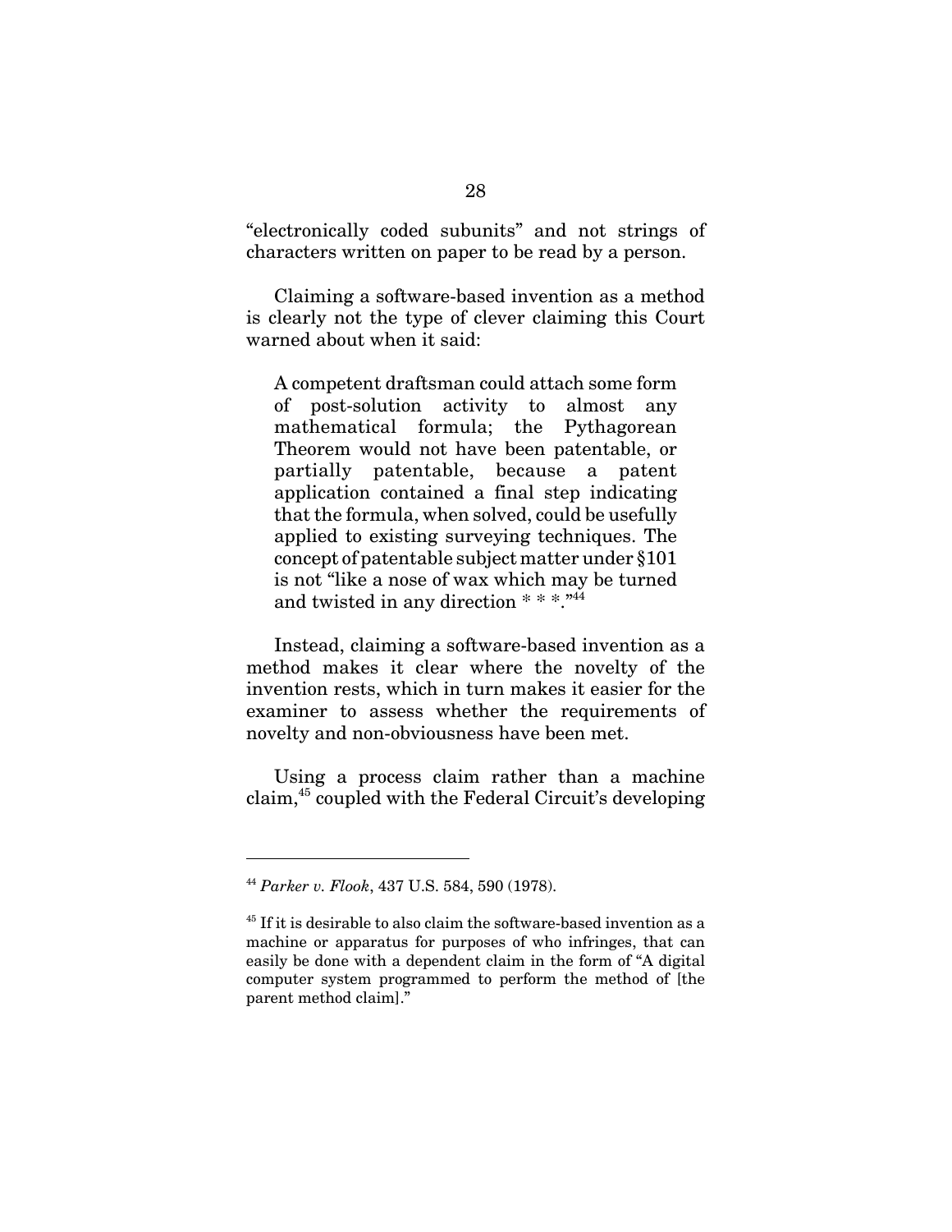"electronically coded subunits" and not strings of characters written on paper to be read by a person.

Claiming a software-based invention as a method is clearly not the type of clever claiming this Court warned about when it said:

> A competent draftsman could attach some form of post-solution activity to almost any mathematical formula; the Pythagorean Theorem would not have been patentable, or partially patentable, because a patent application contained a final step indicating that the formula, when solved, could be usefully applied to existing surveying techniques. The concept of patentable subject matter under §101 is not "like a nose of wax which may be turned and twisted in any direction * * *."[44]

Instead, claiming a software-based invention as a method makes it clear where the novelty of the invention rests, which in turn makes it easier for the examiner to assess whether the requirements of novelty and non-obviousness have been met.

Using a process claim rather than a machine claim,[45] coupled with the Federal Circuit's developing

---

[44] *Parker v. Flook*, 437 U.S. 584, 590 (1978).

[45] If it is desirable to also claim the software-based invention as a machine or apparatus for purposes of who infringes, that can easily be done with a dependent claim in the form of "A digital computer system programmed to perform the method of [the parent method claim]."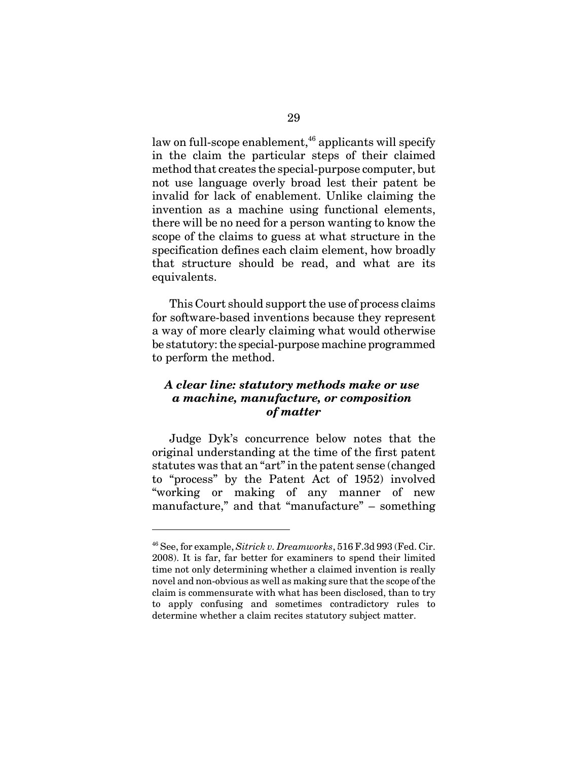law on full-scope enablement,[46] applicants will specify in the claim the particular steps of their claimed method that creates the special-purpose computer, but not use language overly broad lest their patent be invalid for lack of enablement. Unlike claiming the invention as a machine using functional elements, there will be no need for a person wanting to know the scope of the claims to guess at what structure in the specification defines each claim element, how broadly that structure should be read, and what are its equivalents.

This Court should support the use of process claims for software-based inventions because they represent a way of more clearly claiming what would otherwise be statutory: the special-purpose machine programmed to perform the method.

### *A clear line: statutory methods make or use a machine, manufacture, or composition of matter*

Judge Dyk's concurrence below notes that the original understanding at the time of the first patent statutes was that an "art" in the patent sense (changed to "process" by the Patent Act of 1952) involved "working or making of any manner of new manufacture," and that "manufacture" – something

---

[46] See, for example, *Sitrick v. Dreamworks*, 516 F.3d 993 (Fed. Cir. 2008). It is far, far better for examiners to spend their limited time not only determining whether a claimed invention is really novel and non-obvious as well as making sure that the scope of the claim is commensurate with what has been disclosed, than to try to apply confusing and sometimes contradictory rules to determine whether a claim recites statutory subject matter.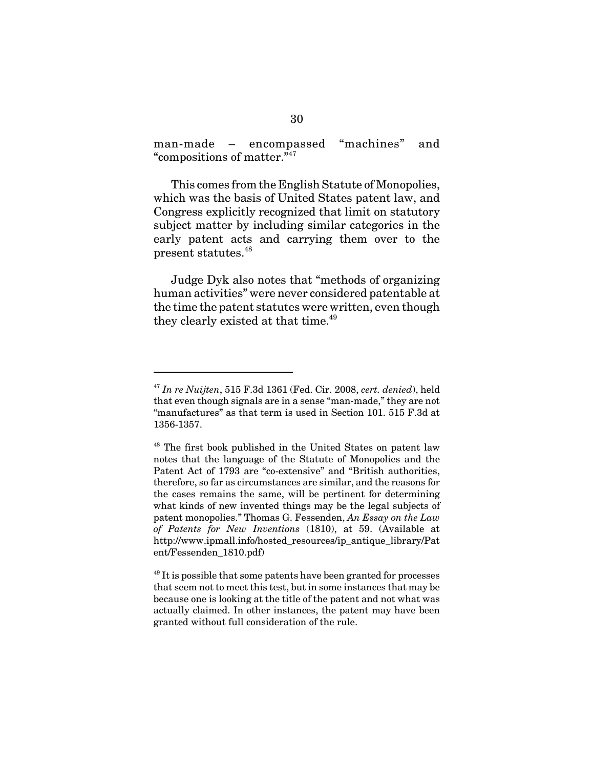man-made – encompassed "machines" and "compositions of matter."[47]

This comes from the English Statute of Monopolies, which was the basis of United States patent law, and Congress explicitly recognized that limit on statutory subject matter by including similar categories in the early patent acts and carrying them over to the present statutes.[48]

Judge Dyk also notes that "methods of organizing human activities" were never considered patentable at the time the patent statutes were written, even though they clearly existed at that time.[49]

---

[47] *In re Nuijten*, 515 F.3d 1361 (Fed. Cir. 2008, *cert. denied*), held that even though signals are in a sense "man-made," they are not "manufactures" as that term is used in Section 101. 515 F.3d at 1356-1357.

[48] The first book published in the United States on patent law notes that the language of the Statute of Monopolies and the Patent Act of 1793 are "co-extensive" and "British authorities, therefore, so far as circumstances are similar, and the reasons for the cases remains the same, will be pertinent for determining what kinds of new invented things may be the legal subjects of patent monopolies." Thomas G. Fessenden, *An Essay on the Law of Patents for New Inventions* (1810), at 59. (Available at http://www.ipmall.info/hosted_resources/ip_antique_library/Patent/Fessenden_1810.pdf)

[49] It is possible that some patents have been granted for processes that seem not to meet this test, but in some instances that may be because one is looking at the title of the patent and not what was actually claimed. In other instances, the patent may have been granted without full consideration of the rule.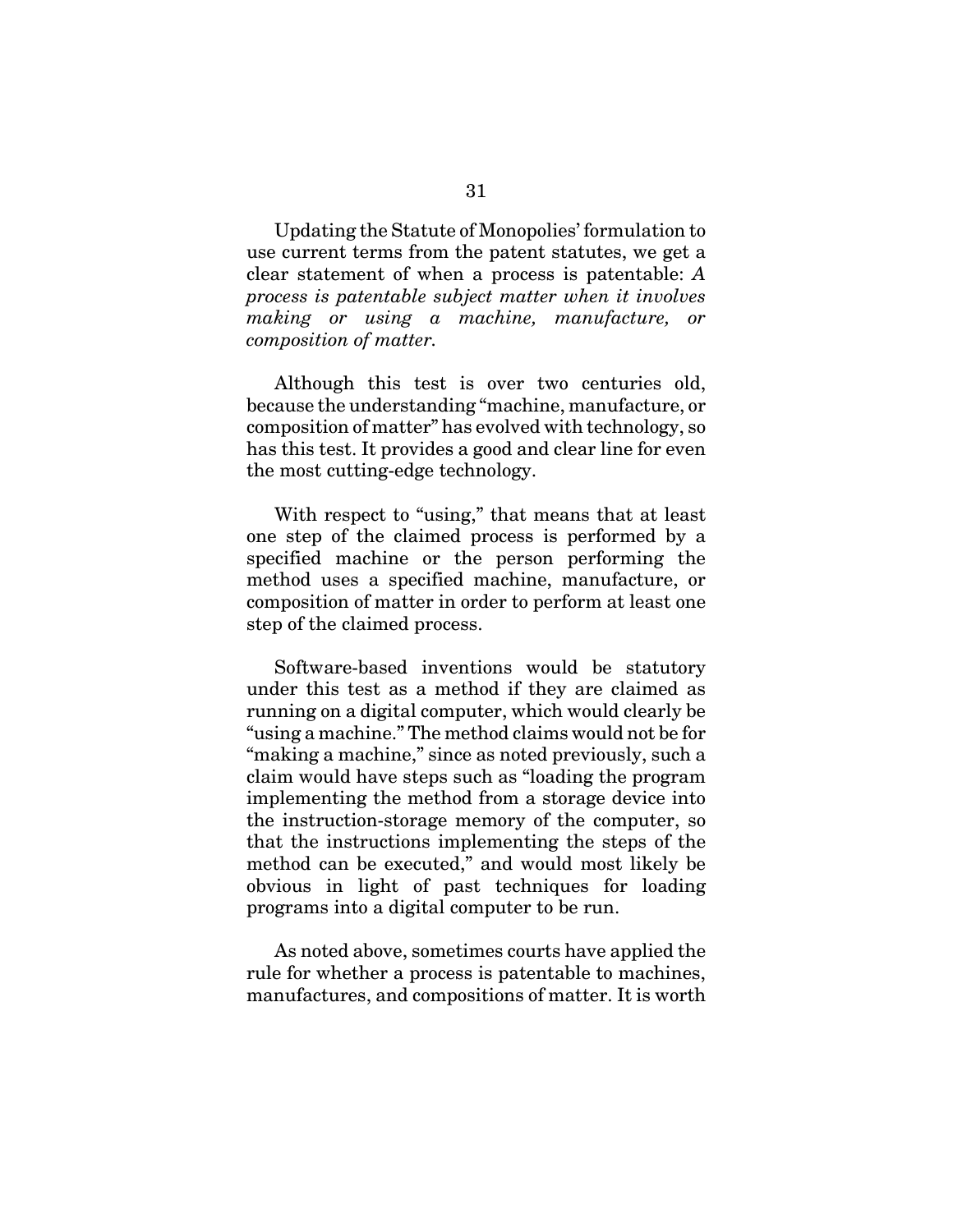Updating the Statute of Monopolies' formulation to use current terms from the patent statutes, we get a clear statement of when a process is patentable: *A process is patentable subject matter when it involves making or using a machine, manufacture, or composition of matter.*

Although this test is over two centuries old, because the understanding "machine, manufacture, or composition of matter" has evolved with technology, so has this test. It provides a good and clear line for even the most cutting-edge technology.

With respect to "using," that means that at least one step of the claimed process is performed by a specified machine or the person performing the method uses a specified machine, manufacture, or composition of matter in order to perform at least one step of the claimed process.

Software-based inventions would be statutory under this test as a method if they are claimed as running on a digital computer, which would clearly be "using a machine." The method claims would not be for "making a machine," since as noted previously, such a claim would have steps such as "loading the program implementing the method from a storage device into the instruction-storage memory of the computer, so that the instructions implementing the steps of the method can be executed," and would most likely be obvious in light of past techniques for loading programs into a digital computer to be run.

As noted above, sometimes courts have applied the rule for whether a process is patentable to machines, manufactures, and compositions of matter. It is worth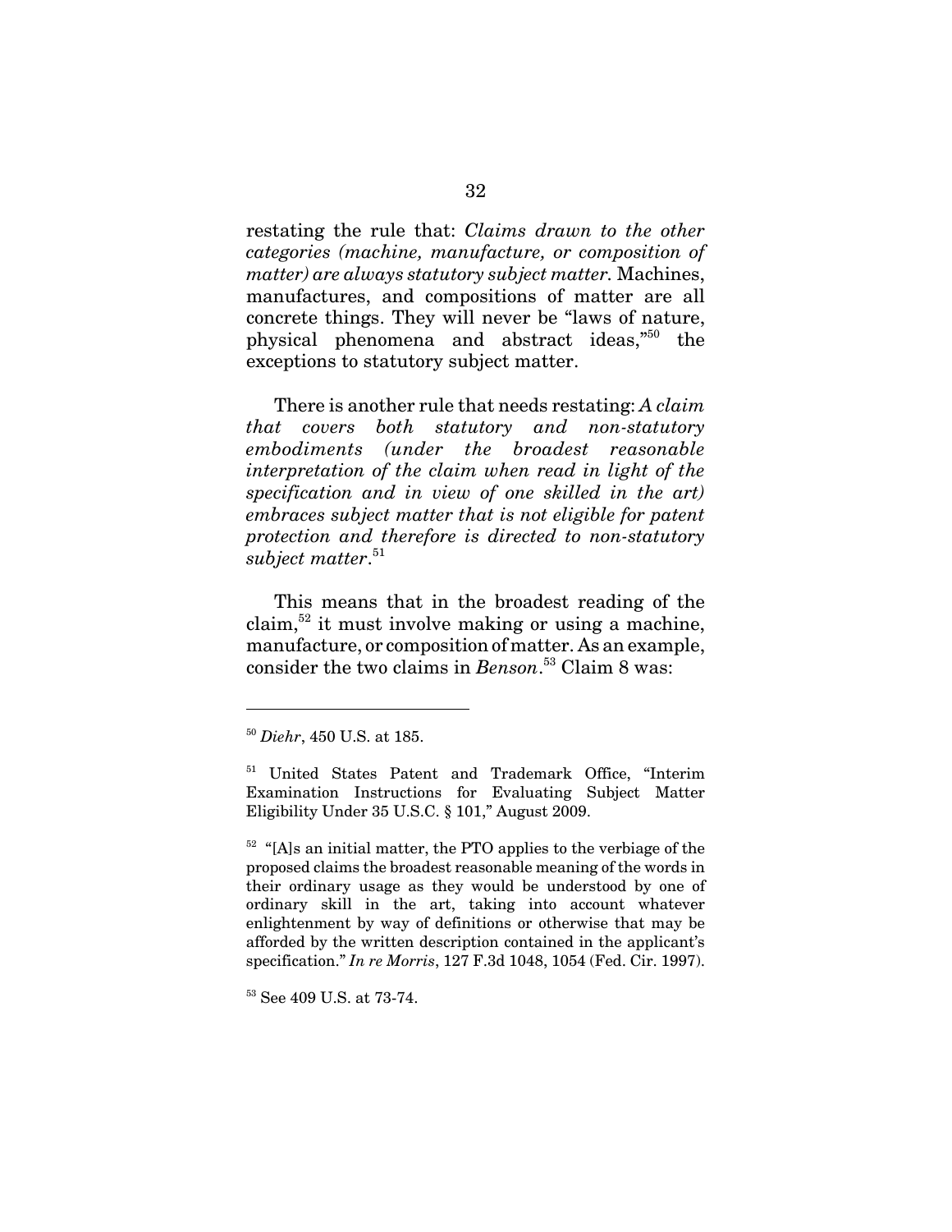restating the rule that: *Claims drawn to the other categories (machine, manufacture, or composition of matter) are always statutory subject matter.* Machines, manufactures, and compositions of matter are all concrete things. They will never be "laws of nature, physical phenomena and abstract ideas,"[50] the exceptions to statutory subject matter.

There is another rule that needs restating: *A claim that covers both statutory and non-statutory embodiments (under the broadest reasonable interpretation of the claim when read in light of the specification and in view of one skilled in the art) embraces subject matter that is not eligible for patent protection and therefore is directed to non-statutory subject matter*.[51]

This means that in the broadest reading of the claim,[52] it must involve making or using a machine, manufacture, or composition of matter. As an example, consider the two claims in *Benson*.[53] Claim 8 was:

---

[50] *Diehr*, 450 U.S. at 185.

[51] United States Patent and Trademark Office, "Interim Examination Instructions for Evaluating Subject Matter Eligibility Under 35 U.S.C. § 101," August 2009.

[52] "[A]s an initial matter, the PTO applies to the verbiage of the proposed claims the broadest reasonable meaning of the words in their ordinary usage as they would be understood by one of ordinary skill in the art, taking into account whatever enlightenment by way of definitions or otherwise that may be afforded by the written description contained in the applicant's specification." *In re Morris*, 127 F.3d 1048, 1054 (Fed. Cir. 1997).

[53] See 409 U.S. at 73-74.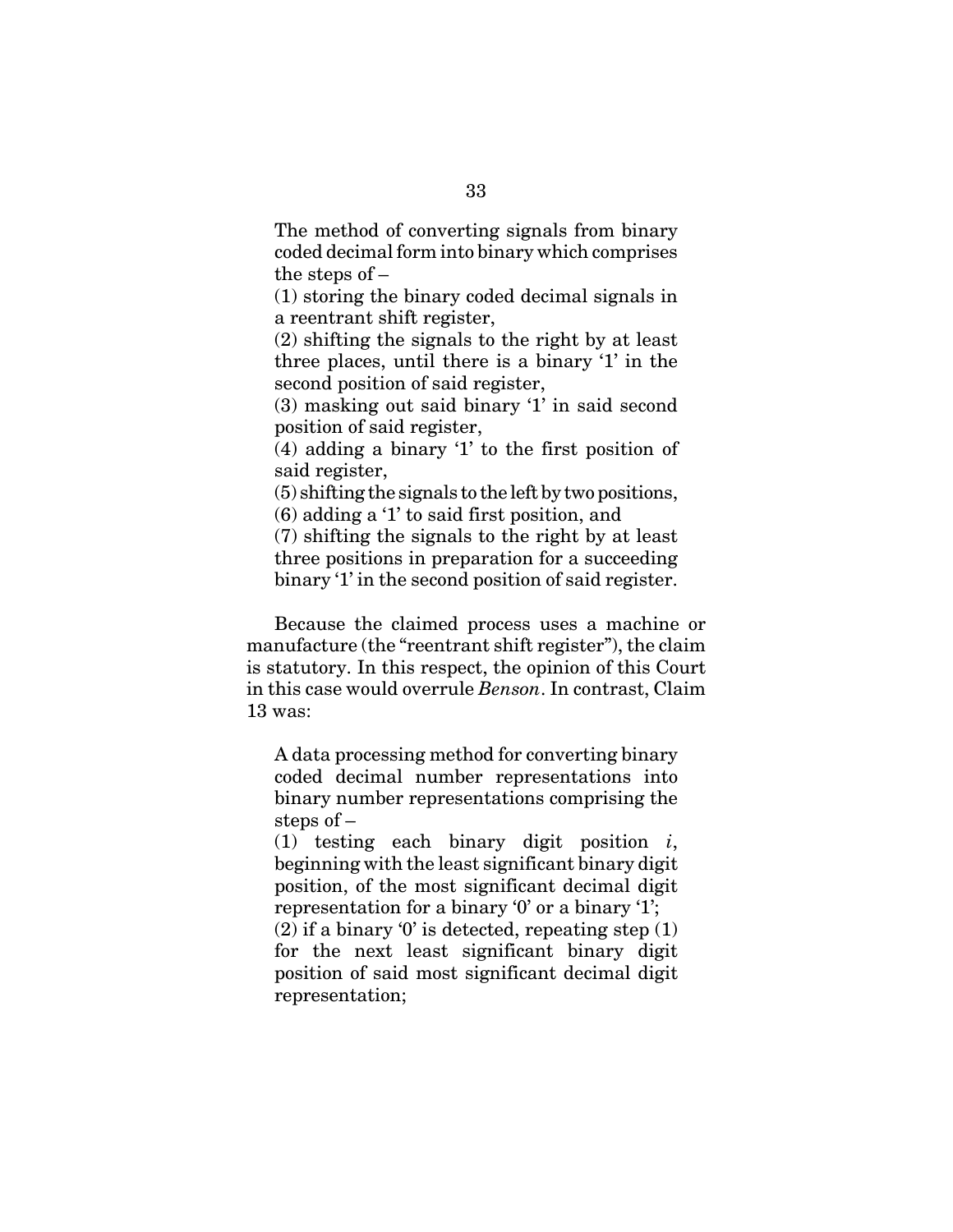> The method of converting signals from binary coded decimal form into binary which comprises the steps of –
>
> (1) storing the binary coded decimal signals in a reentrant shift register,
>
> (2) shifting the signals to the right by at least three places, until there is a binary '1' in the second position of said register,
>
> (3) masking out said binary '1' in said second position of said register,
>
> (4) adding a binary '1' to the first position of said register,
>
> (5) shifting the signals to the left by two positions,
>
> (6) adding a '1' to said first position, and
>
> (7) shifting the signals to the right by at least three positions in preparation for a succeeding binary '1' in the second position of said register.

Because the claimed process uses a machine or manufacture (the "reentrant shift register"), the claim is statutory. In this respect, the opinion of this Court in this case would overrule *Benson*. In contrast, Claim 13 was:

> A data processing method for converting binary coded decimal number representations into binary number representations comprising the steps of –
>
> (1) testing each binary digit position *i*, beginning with the least significant binary digit position, of the most significant decimal digit representation for a binary '0' or a binary '1';
>
> (2) if a binary '0' is detected, repeating step (1) for the next least significant binary digit position of said most significant decimal digit representation;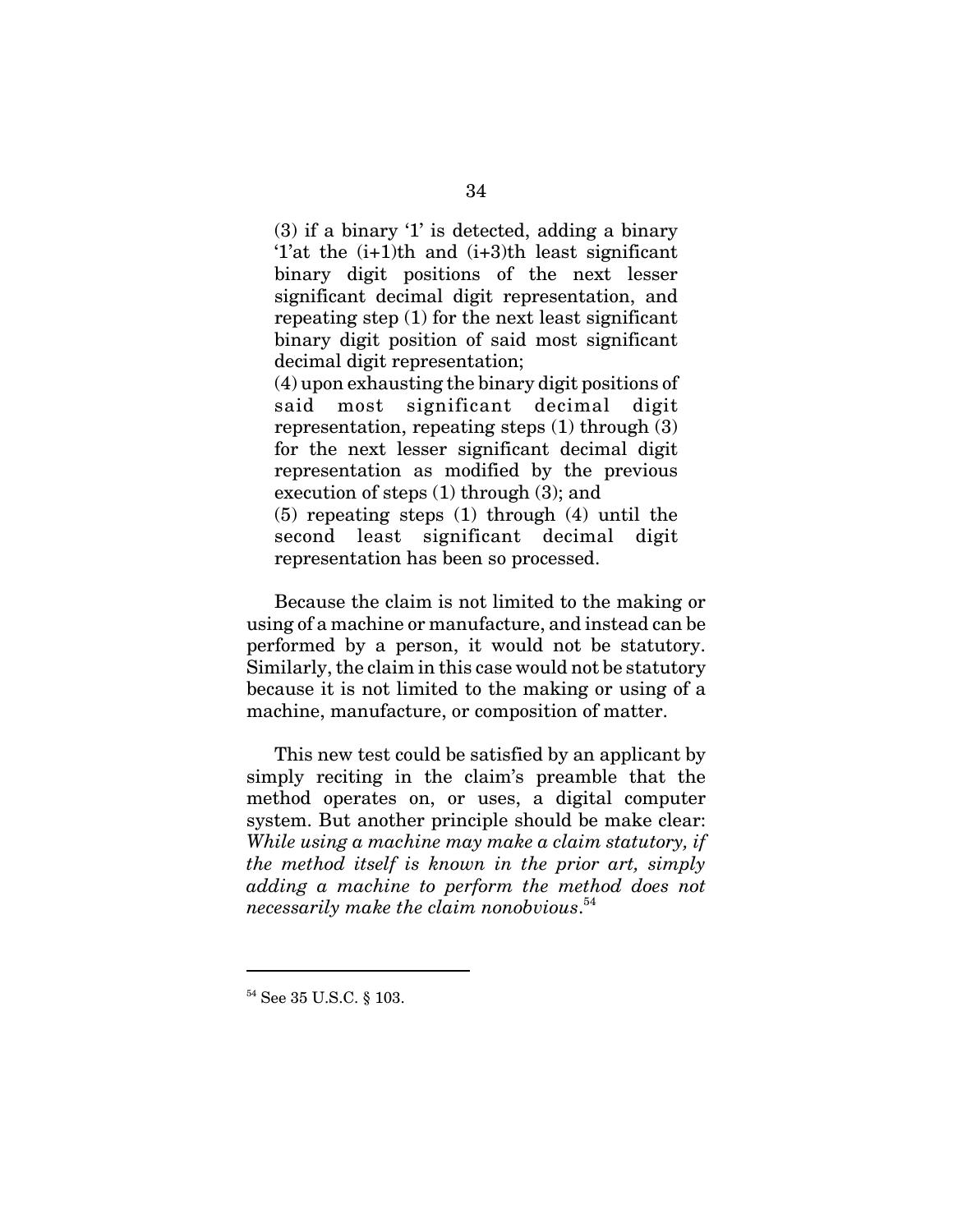(3) if a binary '1' is detected, adding a binary '1'at the (i+1)th and (i+3)th least significant binary digit positions of the next lesser significant decimal digit representation, and repeating step (1) for the next least significant binary digit position of said most significant decimal digit representation;

(4) upon exhausting the binary digit positions of said most significant decimal digit representation, repeating steps (1) through (3) for the next lesser significant decimal digit representation as modified by the previous execution of steps (1) through (3); and

(5) repeating steps (1) through (4) until the second least significant decimal digit representation has been so processed.

Because the claim is not limited to the making or using of a machine or manufacture, and instead can be performed by a person, it would not be statutory. Similarly, the claim in this case would not be statutory because it is not limited to the making or using of a machine, manufacture, or composition of matter.

This new test could be satisfied by an applicant by simply reciting in the claim's preamble that the method operates on, or uses, a digital computer system. But another principle should be make clear: *While using a machine may make a claim statutory, if the method itself is known in the prior art, simply adding a machine to perform the method does not necessarily make the claim nonobvious*.[54]

---

[54] See 35 U.S.C. § 103.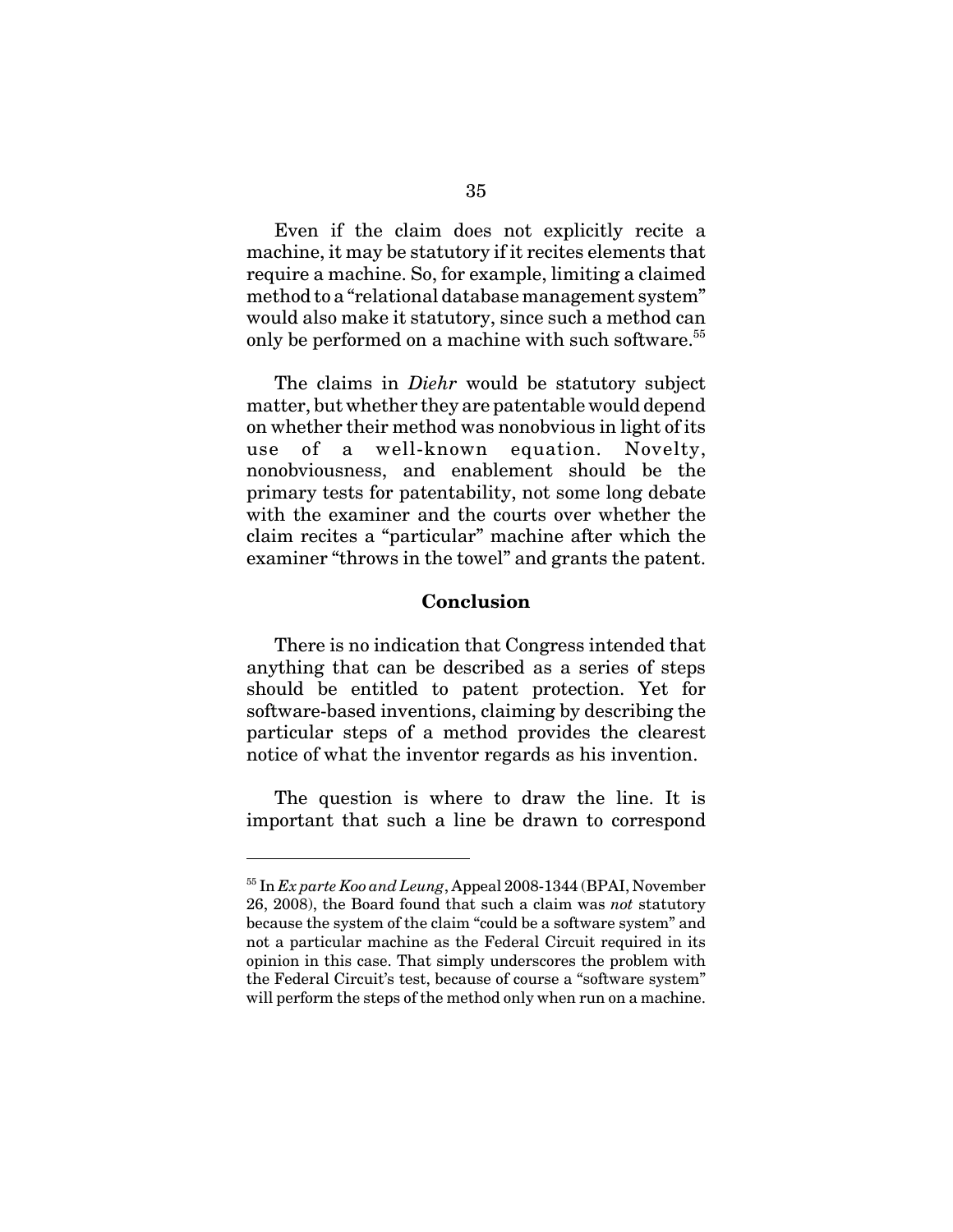Even if the claim does not explicitly recite a machine, it may be statutory if it recites elements that require a machine. So, for example, limiting a claimed method to a "relational database management system" would also make it statutory, since such a method can only be performed on a machine with such software.[55]

The claims in *Diehr* would be statutory subject matter, but whether they are patentable would depend on whether their method was nonobvious in light of its use of a well-known equation. Novelty, nonobviousness, and enablement should be the primary tests for patentability, not some long debate with the examiner and the courts over whether the claim recites a "particular" machine after which the examiner "throws in the towel" and grants the patent.

## Conclusion

There is no indication that Congress intended that anything that can be described as a series of steps should be entitled to patent protection. Yet for software-based inventions, claiming by describing the particular steps of a method provides the clearest notice of what the inventor regards as his invention.

The question is where to draw the line. It is important that such a line be drawn to correspond

---

[55] In *Ex parte Koo and Leung*, Appeal 2008-1344 (BPAI, November 26, 2008), the Board found that such a claim was *not* statutory because the system of the claim "could be a software system" and not a particular machine as the Federal Circuit required in its opinion in this case. That simply underscores the problem with the Federal Circuit's test, because of course a "software system" will perform the steps of the method only when run on a machine.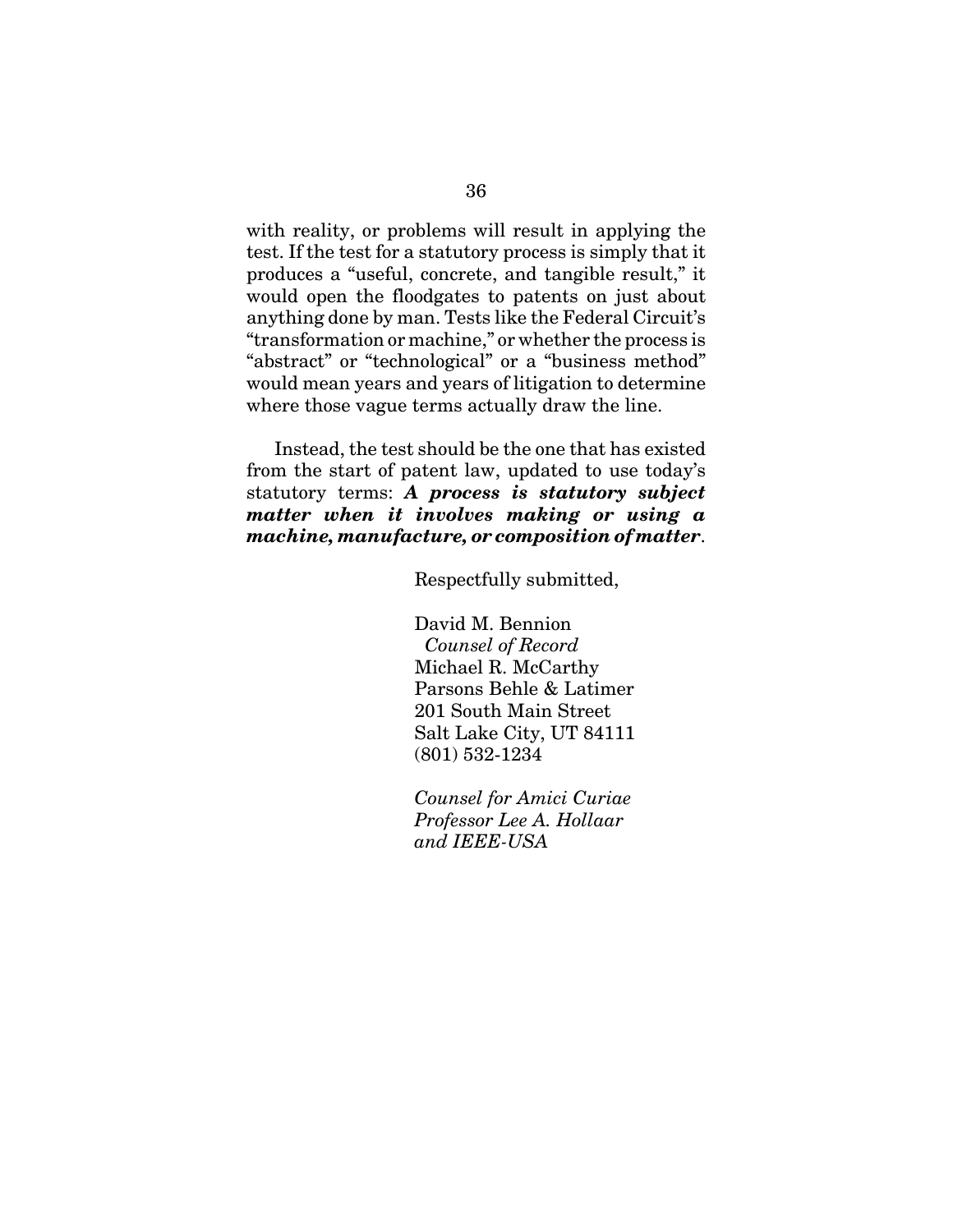with reality, or problems will result in applying the test. If the test for a statutory process is simply that it produces a "useful, concrete, and tangible result," it would open the floodgates to patents on just about anything done by man. Tests like the Federal Circuit's "transformation or machine," or whether the process is "abstract" or "technological" or a "business method" would mean years and years of litigation to determine where those vague terms actually draw the line.

Instead, the test should be the one that has existed from the start of patent law, updated to use today's statutory terms: ***A process is statutory subject matter when it involves making or using a machine, manufacture, or composition of matter***.

Respectfully submitted,

David M. Bennion
*Counsel of Record*
Michael R. McCarthy
Parsons Behle & Latimer
201 South Main Street
Salt Lake City, UT 84111
(801) 532-1234

*Counsel for Amici Curiae*
*Professor Lee A. Hollaar*
*and IEEE-USA*